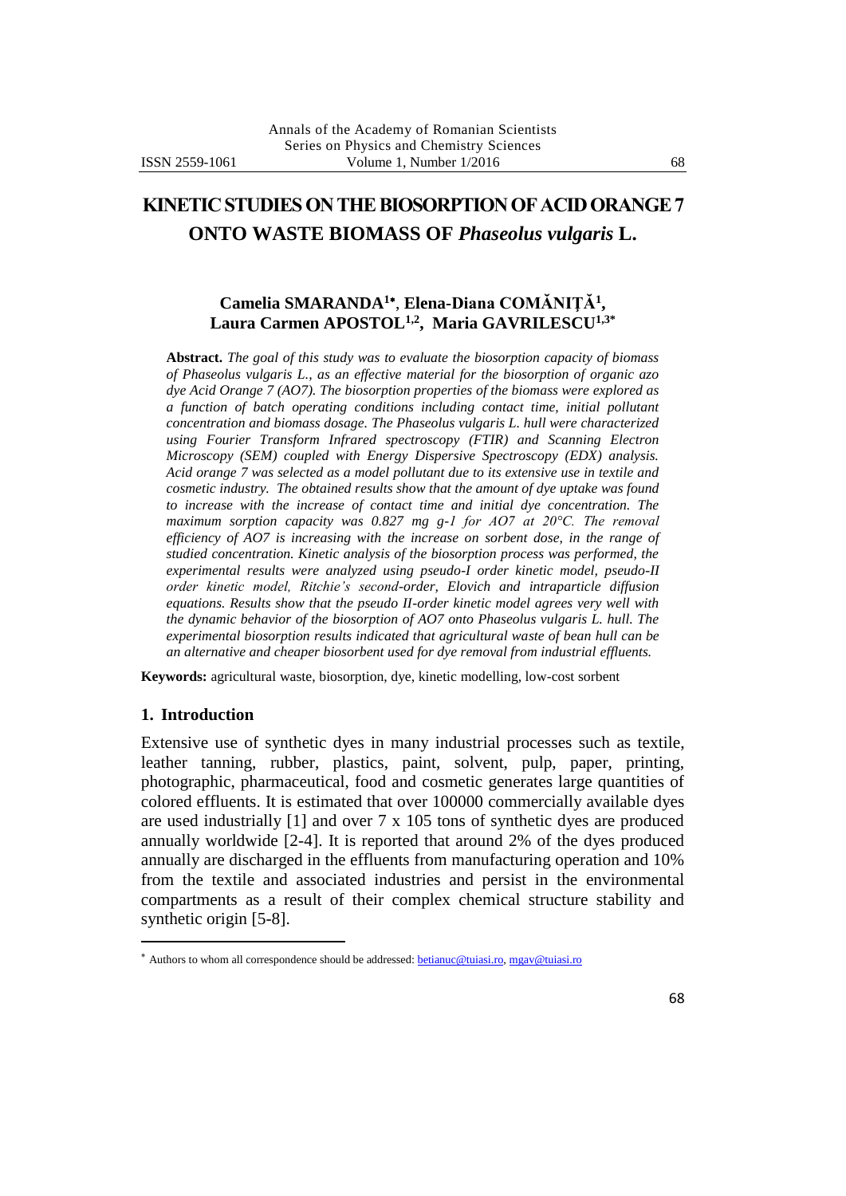# KINETIC STUDIES ON THE BIOSORPTION OF ACID ORANGE 7 ONTO WASTE BIOMASS OF *Phaseolus vulgaris* L.

**Camelia SMARANDA[1*], Elena-Diana COMĂNIȚĂ[1], Laura Carmen APOSTOL[1,2], Maria GAVRILESCU[1,3*]**

**Abstract.** *The goal of this study was to evaluate the biosorption capacity of biomass of Phaseolus vulgaris L., as an effective material for the biosorption of organic azo dye Acid Orange 7 (AO7). The biosorption properties of the biomass were explored as a function of batch operating conditions including contact time, initial pollutant concentration and biomass dosage. The Phaseolus vulgaris L. hull were characterized using Fourier Transform Infrared spectroscopy (FTIR) and Scanning Electron Microscopy (SEM) coupled with Energy Dispersive Spectroscopy (EDX) analysis. Acid orange 7 was selected as a model pollutant due to its extensive use in textile and cosmetic industry. The obtained results show that the amount of dye uptake was found to increase with the increase of contact time and initial dye concentration. The maximum sorption capacity was 0.827 mg g-1 for AO7 at 20°C. The removal efficiency of AO7 is increasing with the increase on sorbent dose, in the range of studied concentration. Kinetic analysis of the biosorption process was performed, the experimental results were analyzed using pseudo-I order kinetic model, pseudo-II order kinetic model, Ritchie's second-order, Elovich and intraparticle diffusion equations. Results show that the pseudo II-order kinetic model agrees very well with the dynamic behavior of the biosorption of AO7 onto Phaseolus vulgaris L. hull. The experimental biosorption results indicated that agricultural waste of bean hull can be an alternative and cheaper biosorbent used for dye removal from industrial effluents.*

**Keywords:** agricultural waste, biosorption, dye, kinetic modelling, low-cost sorbent

## 1. Introduction

Extensive use of synthetic dyes in many industrial processes such as textile, leather tanning, rubber, plastics, paint, solvent, pulp, paper, printing, photographic, pharmaceutical, food and cosmetic generates large quantities of colored effluents. It is estimated that over 100000 commercially available dyes are used industrially [1] and over 7 x 105 tons of synthetic dyes are produced annually worldwide [2-4]. It is reported that around 2% of the dyes produced annually are discharged in the effluents from manufacturing operation and 10% from the textile and associated industries and persist in the environmental compartments as a result of their complex chemical structure stability and synthetic origin [5-8].

---

* Authors to whom all correspondence should be addressed: betianuc@tuiasi.ro, mgav@tuiasi.ro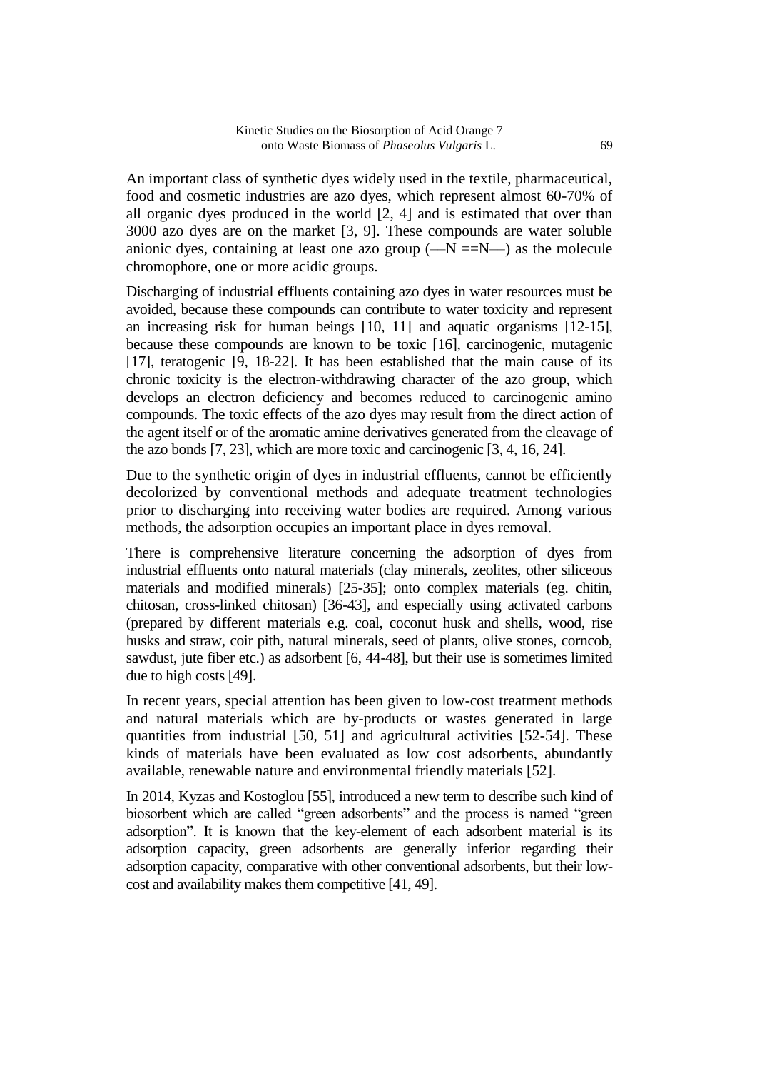An important class of synthetic dyes widely used in the textile, pharmaceutical, food and cosmetic industries are azo dyes, which represent almost 60-70% of all organic dyes produced in the world [2, 4] and is estimated that over than 3000 azo dyes are on the market [3, 9]. These compounds are water soluble anionic dyes, containing at least one azo group (—N ==N—) as the molecule chromophore, one or more acidic groups.

Discharging of industrial effluents containing azo dyes in water resources must be avoided, because these compounds can contribute to water toxicity and represent an increasing risk for human beings [10, 11] and aquatic organisms [12-15], because these compounds are known to be toxic [16], carcinogenic, mutagenic [17], teratogenic [9, 18-22]. It has been established that the main cause of its chronic toxicity is the electron-withdrawing character of the azo group, which develops an electron deficiency and becomes reduced to carcinogenic amino compounds. The toxic effects of the azo dyes may result from the direct action of the agent itself or of the aromatic amine derivatives generated from the cleavage of the azo bonds [7, 23], which are more toxic and carcinogenic [3, 4, 16, 24].

Due to the synthetic origin of dyes in industrial effluents, cannot be efficiently decolorized by conventional methods and adequate treatment technologies prior to discharging into receiving water bodies are required. Among various methods, the adsorption occupies an important place in dyes removal.

There is comprehensive literature concerning the adsorption of dyes from industrial effluents onto natural materials (clay minerals, zeolites, other siliceous materials and modified minerals) [25-35]; onto complex materials (eg. chitin, chitosan, cross-linked chitosan) [36-43], and especially using activated carbons (prepared by different materials e.g. coal, coconut husk and shells, wood, rise husks and straw, coir pith, natural minerals, seed of plants, olive stones, corncob, sawdust, jute fiber etc.) as adsorbent [6, 44-48], but their use is sometimes limited due to high costs [49].

In recent years, special attention has been given to low-cost treatment methods and natural materials which are by-products or wastes generated in large quantities from industrial [50, 51] and agricultural activities [52-54]. These kinds of materials have been evaluated as low cost adsorbents, abundantly available, renewable nature and environmental friendly materials [52].

In 2014, Kyzas and Kostoglou [55], introduced a new term to describe such kind of biosorbent which are called "green adsorbents" and the process is named "green adsorption". It is known that the key-element of each adsorbent material is its adsorption capacity, green adsorbents are generally inferior regarding their adsorption capacity, comparative with other conventional adsorbents, but their low-cost and availability makes them competitive [41, 49].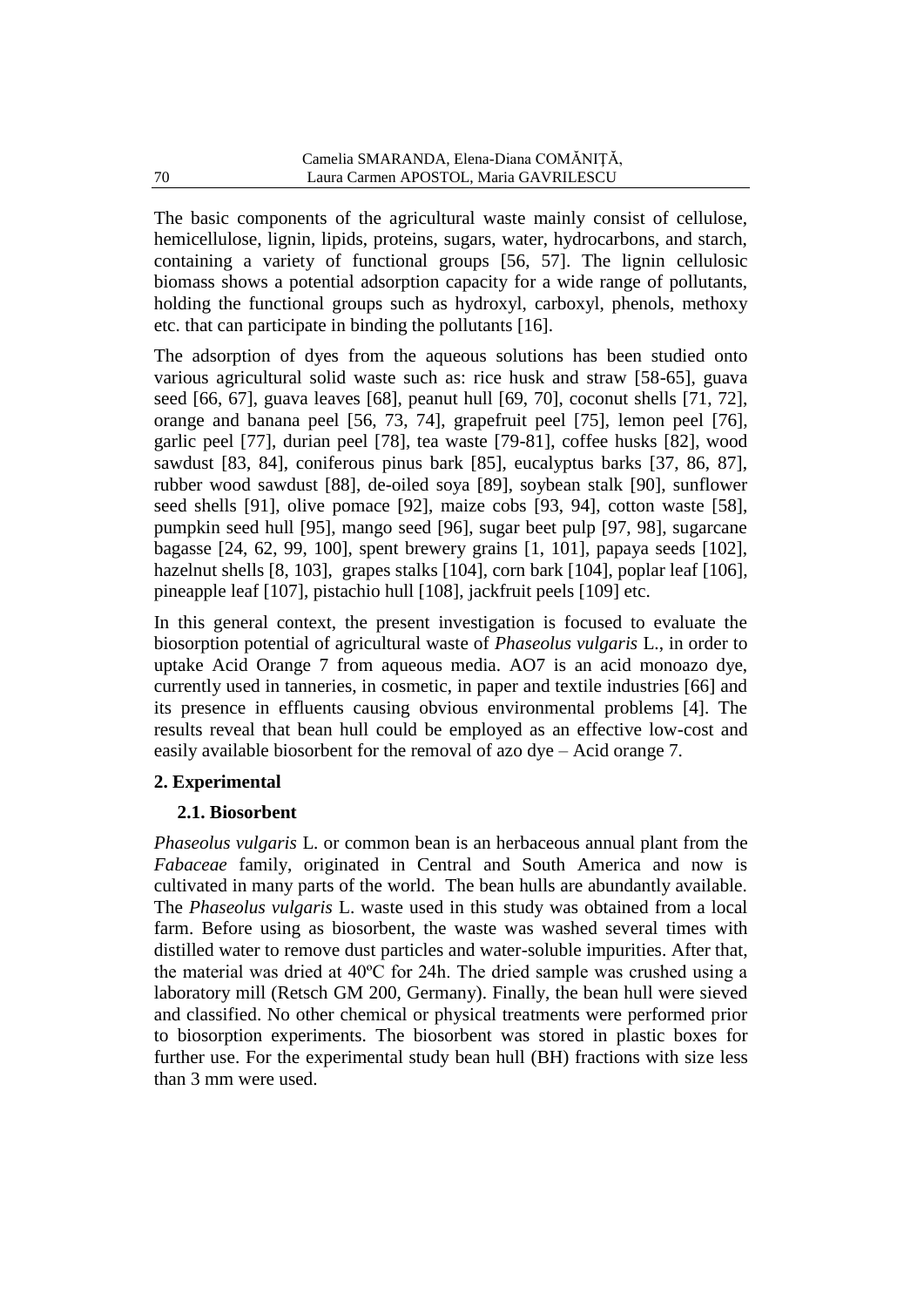The basic components of the agricultural waste mainly consist of cellulose, hemicellulose, lignin, lipids, proteins, sugars, water, hydrocarbons, and starch, containing a variety of functional groups [56, 57]. The lignin cellulosic biomass shows a potential adsorption capacity for a wide range of pollutants, holding the functional groups such as hydroxyl, carboxyl, phenols, methoxy etc. that can participate in binding the pollutants [16].

The adsorption of dyes from the aqueous solutions has been studied onto various agricultural solid waste such as: rice husk and straw [58-65], guava seed [66, 67], guava leaves [68], peanut hull [69, 70], coconut shells [71, 72], orange and banana peel [56, 73, 74], grapefruit peel [75], lemon peel [76], garlic peel [77], durian peel [78], tea waste [79-81], coffee husks [82], wood sawdust [83, 84], coniferous pinus bark [85], eucalyptus barks [37, 86, 87], rubber wood sawdust [88], de-oiled soya [89], soybean stalk [90], sunflower seed shells [91], olive pomace [92], maize cobs [93, 94], cotton waste [58], pumpkin seed hull [95], mango seed [96], sugar beet pulp [97, 98], sugarcane bagasse [24, 62, 99, 100], spent brewery grains [1, 101], papaya seeds [102], hazelnut shells [8, 103], grapes stalks [104], corn bark [104], poplar leaf [106], pineapple leaf [107], pistachio hull [108], jackfruit peels [109] etc.

In this general context, the present investigation is focused to evaluate the biosorption potential of agricultural waste of *Phaseolus vulgaris* L., in order to uptake Acid Orange 7 from aqueous media. AO7 is an acid monoazo dye, currently used in tanneries, in cosmetic, in paper and textile industries [66] and its presence in effluents causing obvious environmental problems [4]. The results reveal that bean hull could be employed as an effective low-cost and easily available biosorbent for the removal of azo dye – Acid orange 7.

## 2. Experimental

### 2.1. Biosorbent

*Phaseolus vulgaris* L. or common bean is an herbaceous annual plant from the *Fabaceae* family, originated in Central and South America and now is cultivated in many parts of the world. The bean hulls are abundantly available. The *Phaseolus vulgaris* L. waste used in this study was obtained from a local farm. Before using as biosorbent, the waste was washed several times with distilled water to remove dust particles and water-soluble impurities. After that, the material was dried at 40ºC for 24h. The dried sample was crushed using a laboratory mill (Retsch GM 200, Germany). Finally, the bean hull were sieved and classified. No other chemical or physical treatments were performed prior to biosorption experiments. The biosorbent was stored in plastic boxes for further use. For the experimental study bean hull (BH) fractions with size less than 3 mm were used.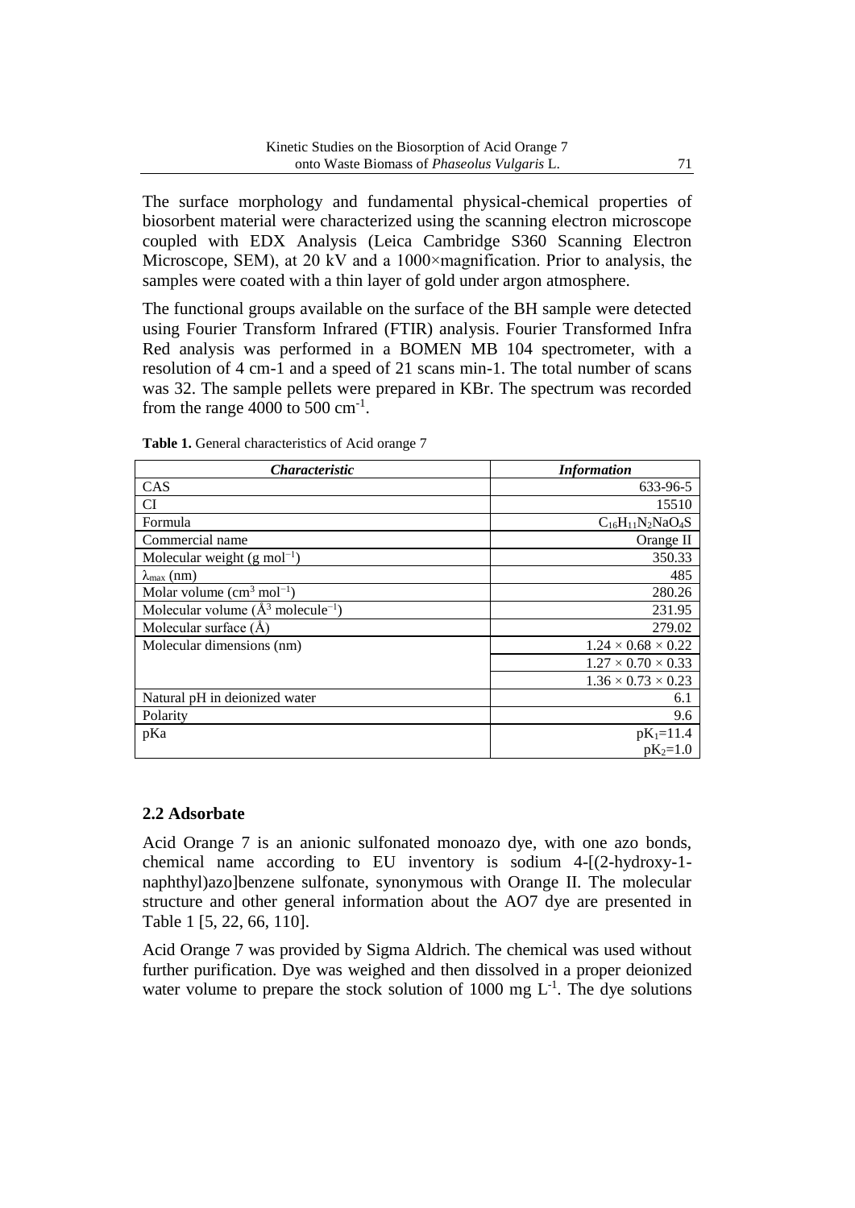The surface morphology and fundamental physical-chemical properties of biosorbent material were characterized using the scanning electron microscope coupled with EDX Analysis (Leica Cambridge S360 Scanning Electron Microscope, SEM), at 20 kV and a 1000×magnification. Prior to analysis, the samples were coated with a thin layer of gold under argon atmosphere.

The functional groups available on the surface of the BH sample were detected using Fourier Transform Infrared (FTIR) analysis. Fourier Transformed Infra Red analysis was performed in a BOMEN MB 104 spectrometer, with a resolution of 4 cm-1 and a speed of 21 scans min-1. The total number of scans was 32. The sample pellets were prepared in KBr. The spectrum was recorded from the range 4000 to 500 $cm^{-1}$.

**Table 1.** General characteristics of Acid orange 7

| *Characteristic* | *Information* |
|---|---|
| CAS | 633-96-5 |
| CI | 15510 |
| Formula | $C_{16}H_{11}N_2NaO_4S$ |
| Commercial name | Orange II |
| Molecular weight (g $mol^{-1}$) | 350.33 |
| $\lambda_{max}$ (nm) | 485 |
| Molar volume ($cm^3$ $mol^{-1}$) | 280.26 |
| Molecular volume ($Å^3$ $molecule^{-1}$) | 231.95 |
| Molecular surface (Å) | 279.02 |
| Molecular dimensions (nm) | 1.24 × 0.68 × 0.22 |
| | 1.27 × 0.70 × 0.33 |
| | 1.36 × 0.73 × 0.23 |
| Natural pH in deionized water | 6.1 |
| Polarity | 9.6 |
| pKa | $pK_1$=11.4 |
| | $pK_2$=1.0 |

## 2.2 Adsorbate

Acid Orange 7 is an anionic sulfonated monoazo dye, with one azo bonds, chemical name according to EU inventory is sodium 4-[(2-hydroxy-1-naphthyl)azo]benzene sulfonate, synonymous with Orange II. The molecular structure and other general information about the AO7 dye are presented in Table 1 [5, 22, 66, 110].

Acid Orange 7 was provided by Sigma Aldrich. The chemical was used without further purification. Dye was weighed and then dissolved in a proper deionized water volume to prepare the stock solution of 1000 mg $L^{-1}$. The dye solutions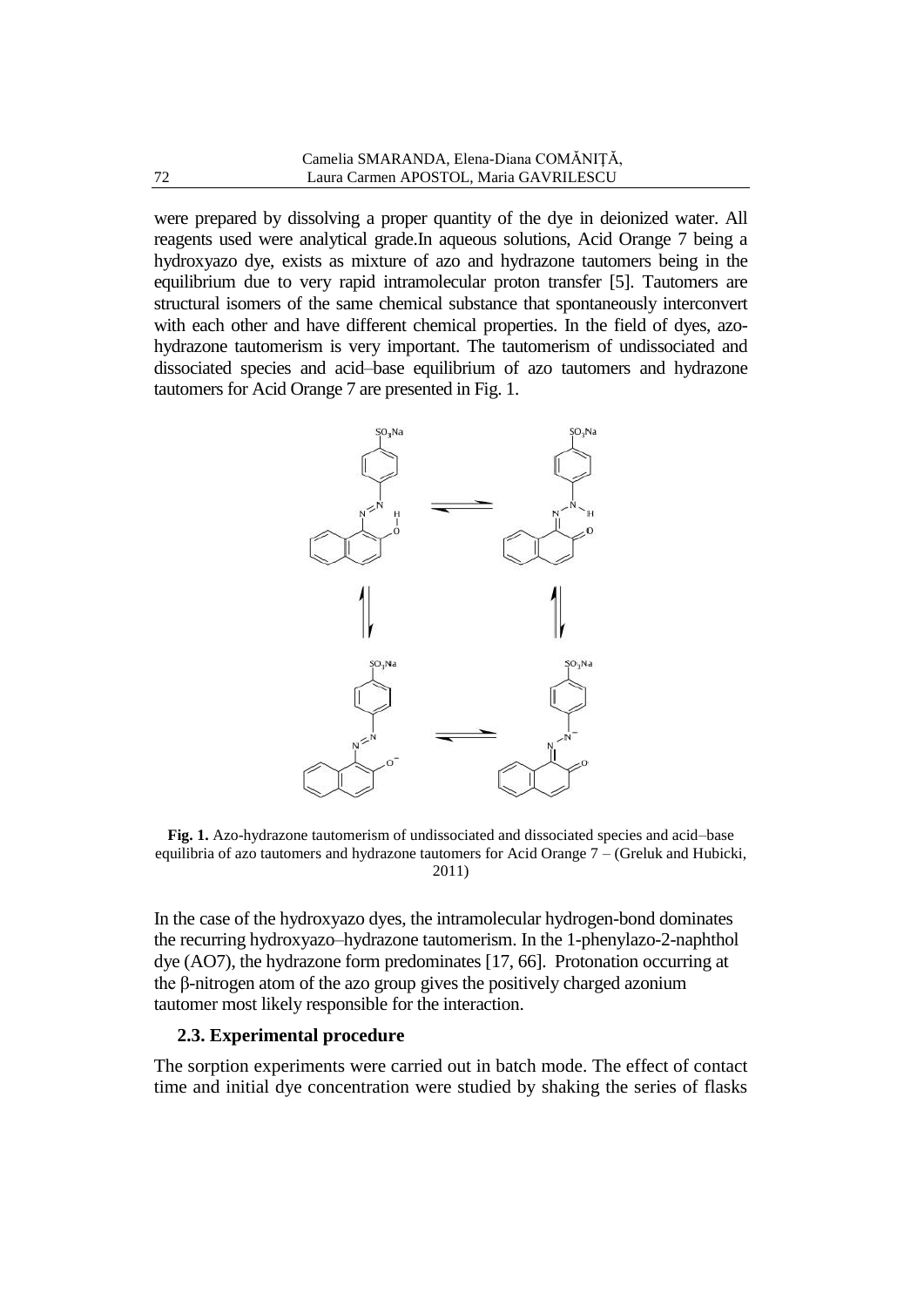were prepared by dissolving a proper quantity of the dye in deionized water. All reagents used were analytical grade.In aqueous solutions, Acid Orange 7 being a hydroxyazo dye, exists as mixture of azo and hydrazone tautomers being in the equilibrium due to very rapid intramolecular proton transfer [5]. Tautomers are structural isomers of the same chemical substance that spontaneously interconvert with each other and have different chemical properties. In the field of dyes, azo-hydrazone tautomerism is very important. The tautomerism of undissociated and dissociated species and acid–base equilibrium of azo tautomers and hydrazone tautomers for Acid Orange 7 are presented in Fig. 1.

**Fig. 1.** Azo-hydrazone tautomerism of undissociated and dissociated species and acid–base equilibria of azo tautomers and hydrazone tautomers for Acid Orange 7 – (Greluk and Hubicki, 2011)

In the case of the hydroxyazo dyes, the intramolecular hydrogen-bond dominates the recurring hydroxyazo–hydrazone tautomerism. In the 1-phenylazo-2-naphthol dye (AO7), the hydrazone form predominates [17, 66]. Protonation occurring at the β-nitrogen atom of the azo group gives the positively charged azonium tautomer most likely responsible for the interaction.

### 2.3. Experimental procedure

The sorption experiments were carried out in batch mode. The effect of contact time and initial dye concentration were studied by shaking the series of flasks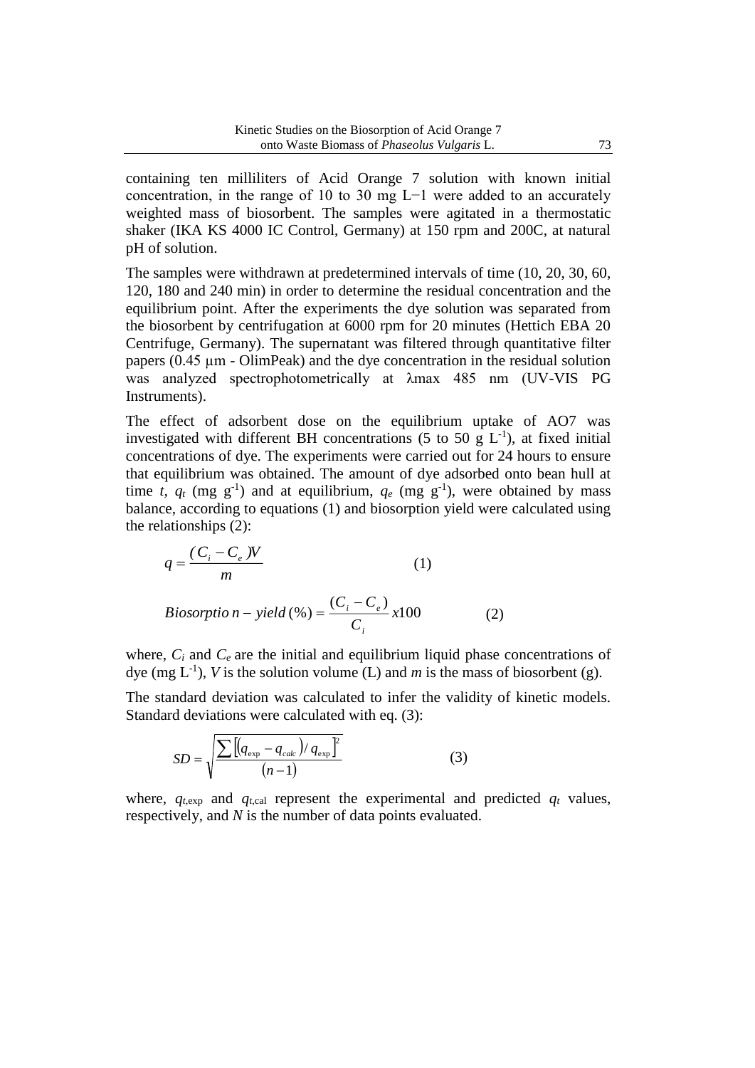containing ten milliliters of Acid Orange 7 solution with known initial concentration, in the range of 10 to 30 mg L−1 were added to an accurately weighted mass of biosorbent. The samples were agitated in a thermostatic shaker (IKA KS 4000 IC Control, Germany) at 150 rpm and 200C, at natural pH of solution.

The samples were withdrawn at predetermined intervals of time (10, 20, 30, 60, 120, 180 and 240 min) in order to determine the residual concentration and the equilibrium point. After the experiments the dye solution was separated from the biosorbent by centrifugation at 6000 rpm for 20 minutes (Hettich EBA 20 Centrifuge, Germany). The supernatant was filtered through quantitative filter papers (0.45 μm - OlimPeak) and the dye concentration in the residual solution was analyzed spectrophotometrically at λmax 485 nm (UV-VIS PG Instruments).

The effect of adsorbent dose on the equilibrium uptake of AO7 was investigated with different BH concentrations (5 to 50 g $L^{-1}$), at fixed initial concentrations of dye. The experiments were carried out for 24 hours to ensure that equilibrium was obtained. The amount of dye adsorbed onto bean hull at time $t$, $q_t$ (mg $g^{-1}$) and at equilibrium, $q_e$ (mg $g^{-1}$), were obtained by mass balance, according to equations (1) and biosorption yield were calculated using the relationships (2):

$$q = \frac{(C_i - C_e)V}{m} \qquad (1)$$

$$Biosorption - yield\,(\%) = \frac{(C_i - C_e)}{C_i} x100 \qquad (2)$$

where, $C_i$ and $C_e$ are the initial and equilibrium liquid phase concentrations of dye (mg $L^{-1}$), $V$ is the solution volume (L) and $m$ is the mass of biosorbent (g).

The standard deviation was calculated to infer the validity of kinetic models. Standard deviations were calculated with eq. (3):

$$SD = \sqrt{\frac{\sum\left[\left(q_{\exp} - q_{calc}\right)/\, q_{\exp}\right]^2}{(n-1)}} \qquad (3)$$

where, $q_{t,\exp}$ and $q_{t,\text{cal}}$ represent the experimental and predicted $q_t$ values, respectively, and $N$ is the number of data points evaluated.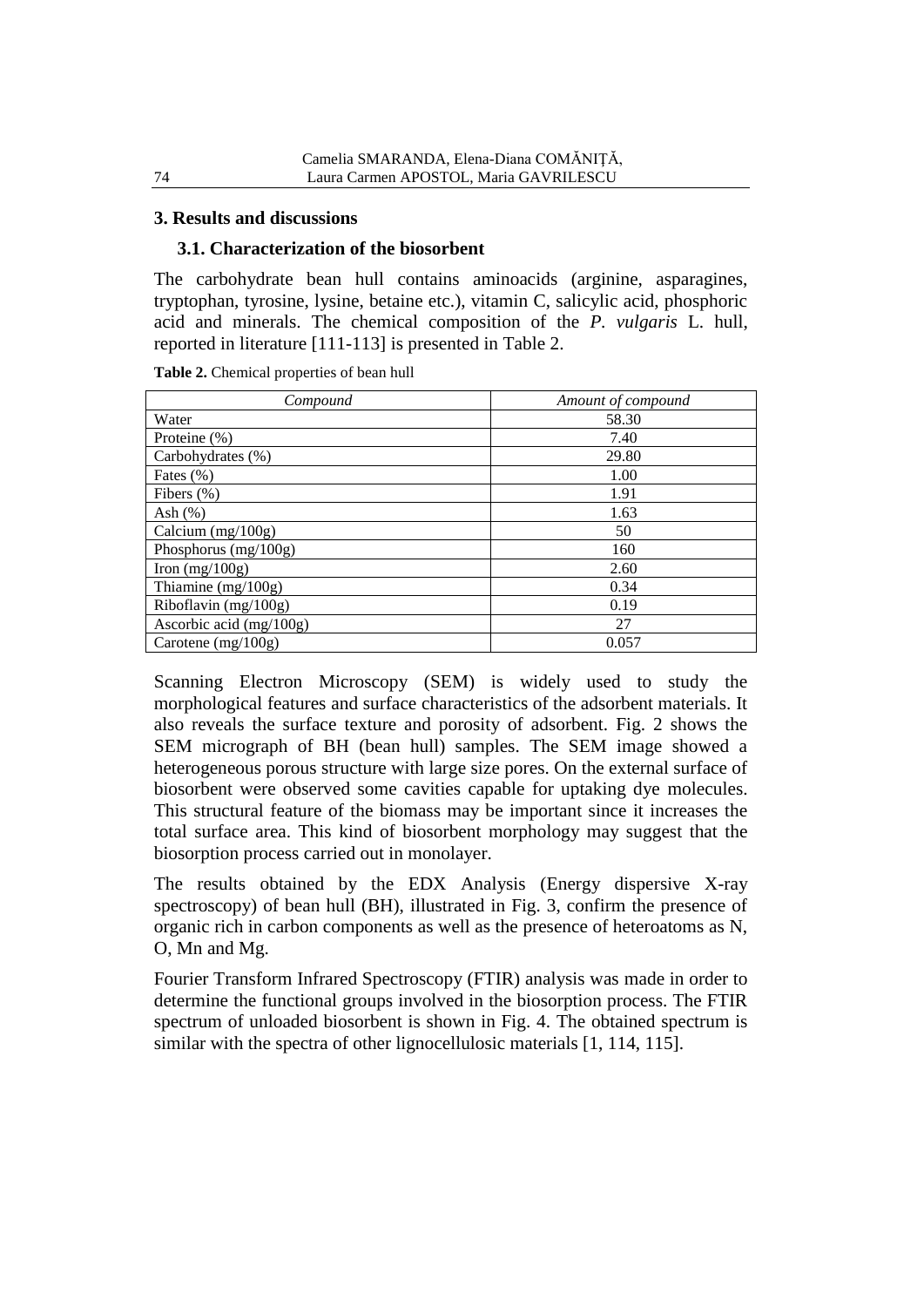## 3. Results and discussions

### 3.1. Characterization of the biosorbent

The carbohydrate bean hull contains aminoacids (arginine, asparagines, tryptophan, tyrosine, lysine, betaine etc.), vitamin C, salicylic acid, phosphoric acid and minerals. The chemical composition of the *P. vulgaris* L. hull, reported in literature [111-113] is presented in Table 2.

**Table 2.** Chemical properties of bean hull

| *Compound* | *Amount of compound* |
|---|---|
| Water | 58.30 |
| Proteine (%) | 7.40 |
| Carbohydrates (%) | 29.80 |
| Fates (%) | 1.00 |
| Fibers (%) | 1.91 |
| Ash (%) | 1.63 |
| Calcium (mg/100g) | 50 |
| Phosphorus (mg/100g) | 160 |
| Iron (mg/100g) | 2.60 |
| Thiamine (mg/100g) | 0.34 |
| Riboflavin (mg/100g) | 0.19 |
| Ascorbic acid (mg/100g) | 27 |
| Carotene (mg/100g) | 0.057 |

Scanning Electron Microscopy (SEM) is widely used to study the morphological features and surface characteristics of the adsorbent materials. It also reveals the surface texture and porosity of adsorbent. Fig. 2 shows the SEM micrograph of BH (bean hull) samples. The SEM image showed a heterogeneous porous structure with large size pores. On the external surface of biosorbent were observed some cavities capable for uptaking dye molecules. This structural feature of the biomass may be important since it increases the total surface area. This kind of biosorbent morphology may suggest that the biosorption process carried out in monolayer.

The results obtained by the EDX Analysis (Energy dispersive X-ray spectroscopy) of bean hull (BH), illustrated in Fig. 3, confirm the presence of organic rich in carbon components as well as the presence of heteroatoms as N, O, Mn and Mg.

Fourier Transform Infrared Spectroscopy (FTIR) analysis was made in order to determine the functional groups involved in the biosorption process. The FTIR spectrum of unloaded biosorbent is shown in Fig. 4. The obtained spectrum is similar with the spectra of other lignocellulosic materials [1, 114, 115].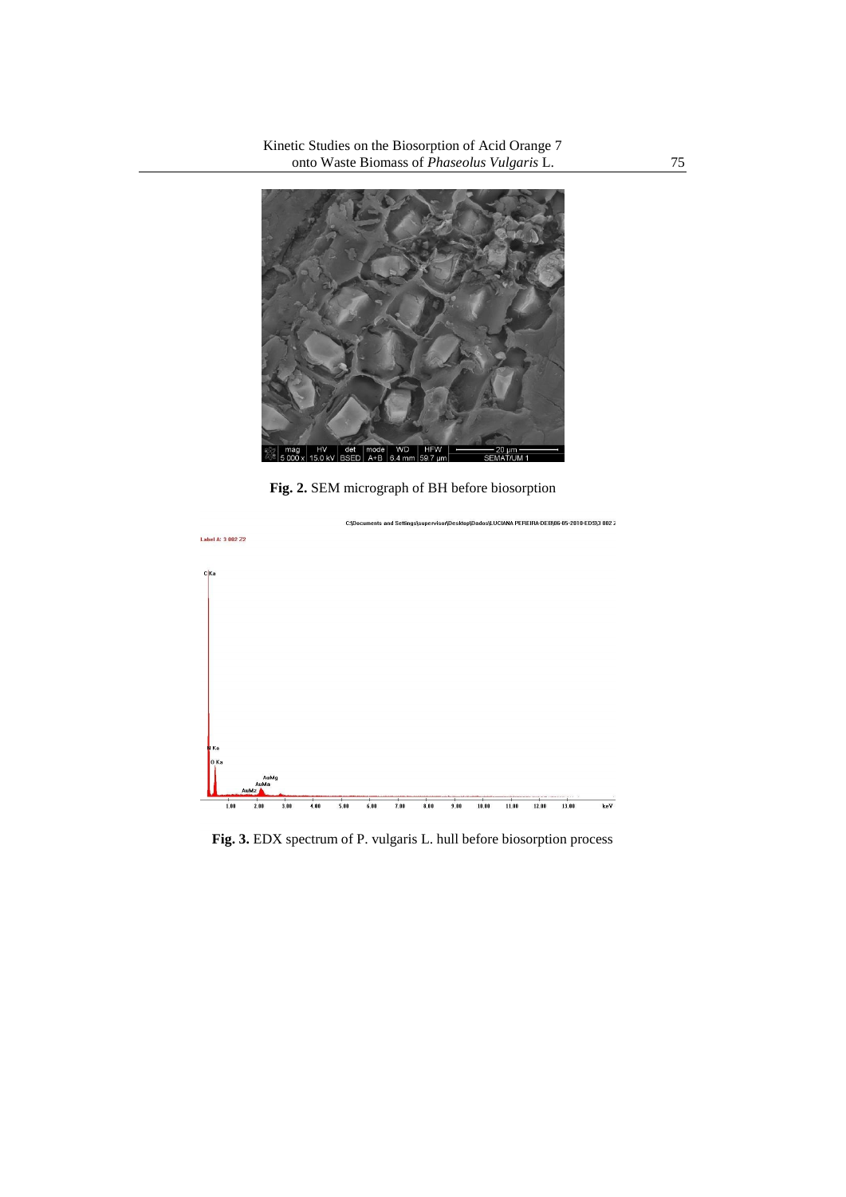Fig. 2. SEM micrograph of BH before biosorption

Fig. 3. EDX spectrum of P. vulgaris L. hull before biosorption process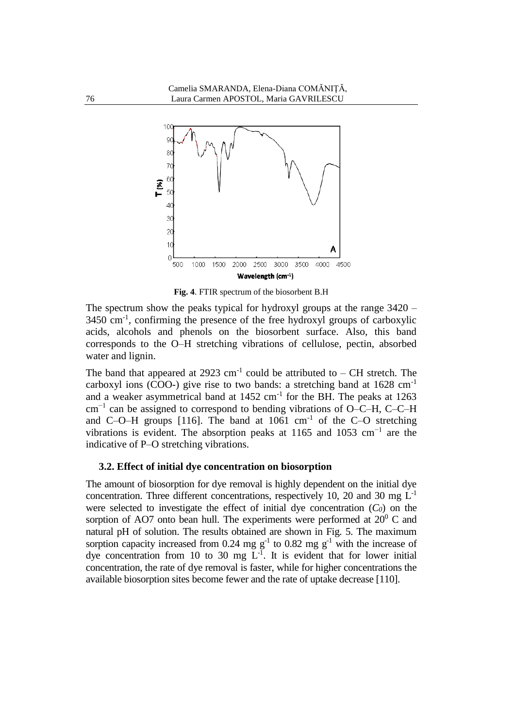**Fig. 4**. FTIR spectrum of the biosorbent B.H

The spectrum show the peaks typical for hydroxyl groups at the range 3420 – 3450 cm$^{-1}$, confirming the presence of the free hydroxyl groups of carboxylic acids, alcohols and phenols on the biosorbent surface. Also, this band corresponds to the O–H stretching vibrations of cellulose, pectin, absorbed water and lignin.

The band that appeared at 2923 cm$^{-1}$ could be attributed to – CH stretch. The carboxyl ions (COO-) give rise to two bands: a stretching band at 1628 cm$^{-1}$ and a weaker asymmetrical band at 1452 cm$^{-1}$ for the BH. The peaks at 1263 cm$^{-1}$ can be assigned to correspond to bending vibrations of O–C–H, C–C–H and C–O–H groups [116]. The band at 1061 cm$^{-1}$ of the C–O stretching vibrations is evident. The absorption peaks at 1165 and 1053 cm$^{-1}$ are the indicative of P–O stretching vibrations.

### 3.2. Effect of initial dye concentration on biosorption

The amount of biosorption for dye removal is highly dependent on the initial dye concentration. Three different concentrations, respectively 10, 20 and 30 mg L$^{-1}$ were selected to investigate the effect of initial dye concentration ($C_0$) on the sorption of AO7 onto bean hull. The experiments were performed at 20$^0$ C and natural pH of solution. The results obtained are shown in Fig. 5. The maximum sorption capacity increased from 0.24 mg g$^{-1}$ to 0.82 mg g$^{-1}$ with the increase of dye concentration from 10 to 30 mg L$^{-1}$. It is evident that for lower initial concentration, the rate of dye removal is faster, while for higher concentrations the available biosorption sites become fewer and the rate of uptake decrease [110].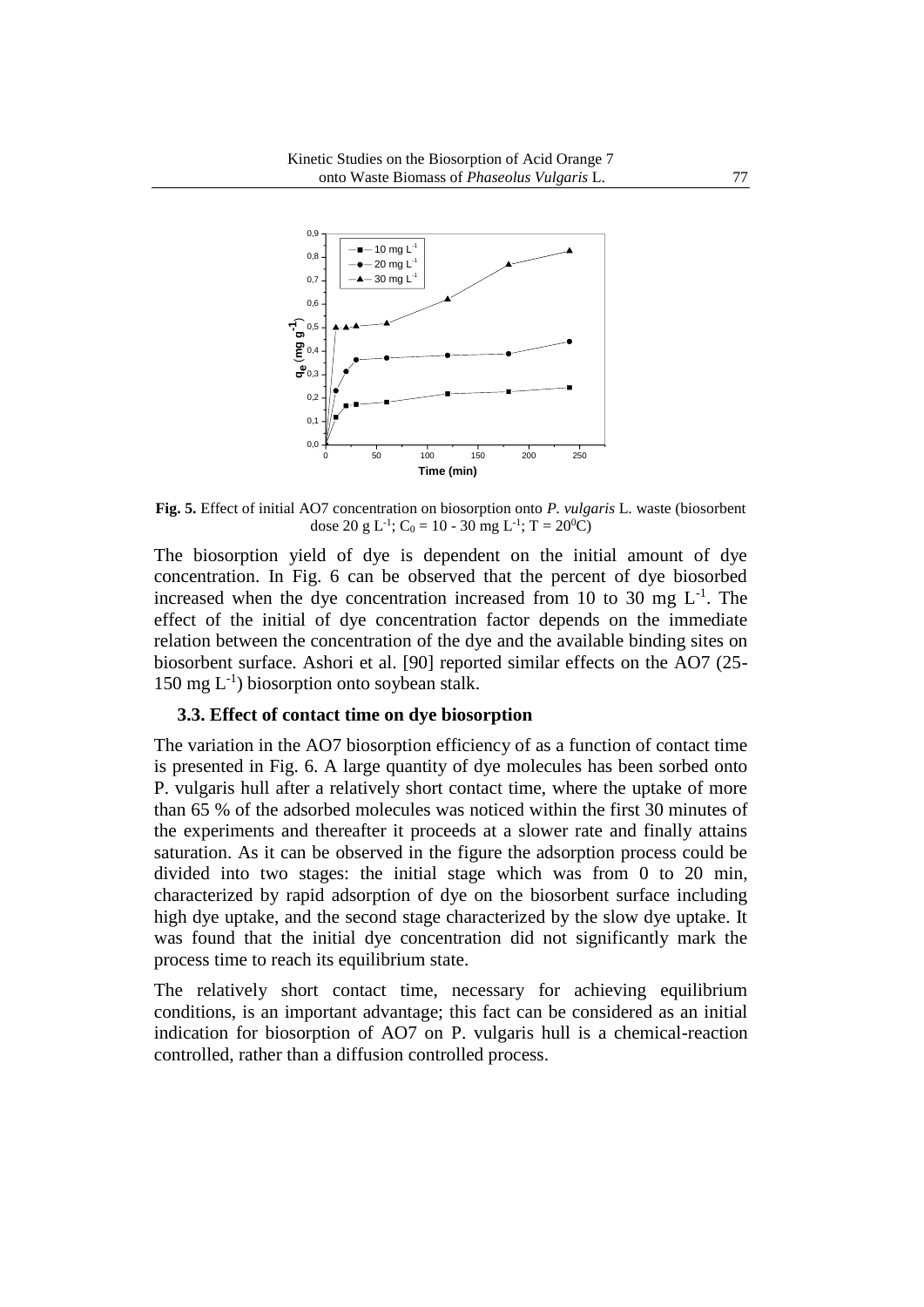**Fig. 5.** Effect of initial AO7 concentration on biosorption onto *P. vulgaris* L. waste (biosorbent dose 20 g $L^{-1}$; $C_0$ = 10 - 30 mg $L^{-1}$; T = $20^0$C)

The biosorption yield of dye is dependent on the initial amount of dye concentration. In Fig. 6 can be observed that the percent of dye biosorbed increased when the dye concentration increased from 10 to 30 mg $L^{-1}$. The effect of the initial of dye concentration factor depends on the immediate relation between the concentration of the dye and the available binding sites on biosorbent surface. Ashori et al. [90] reported similar effects on the AO7 (25-150 mg $L^{-1}$) biosorption onto soybean stalk.

### 3.3. Effect of contact time on dye biosorption

The variation in the AO7 biosorption efficiency of as a function of contact time is presented in Fig. 6. A large quantity of dye molecules has been sorbed onto P. vulgaris hull after a relatively short contact time, where the uptake of more than 65 % of the adsorbed molecules was noticed within the first 30 minutes of the experiments and thereafter it proceeds at a slower rate and finally attains saturation. As it can be observed in the figure the adsorption process could be divided into two stages: the initial stage which was from 0 to 20 min, characterized by rapid adsorption of dye on the biosorbent surface including high dye uptake, and the second stage characterized by the slow dye uptake. It was found that the initial dye concentration did not significantly mark the process time to reach its equilibrium state.

The relatively short contact time, necessary for achieving equilibrium conditions, is an important advantage; this fact can be considered as an initial indication for biosorption of AO7 on P. vulgaris hull is a chemical-reaction controlled, rather than a diffusion controlled process.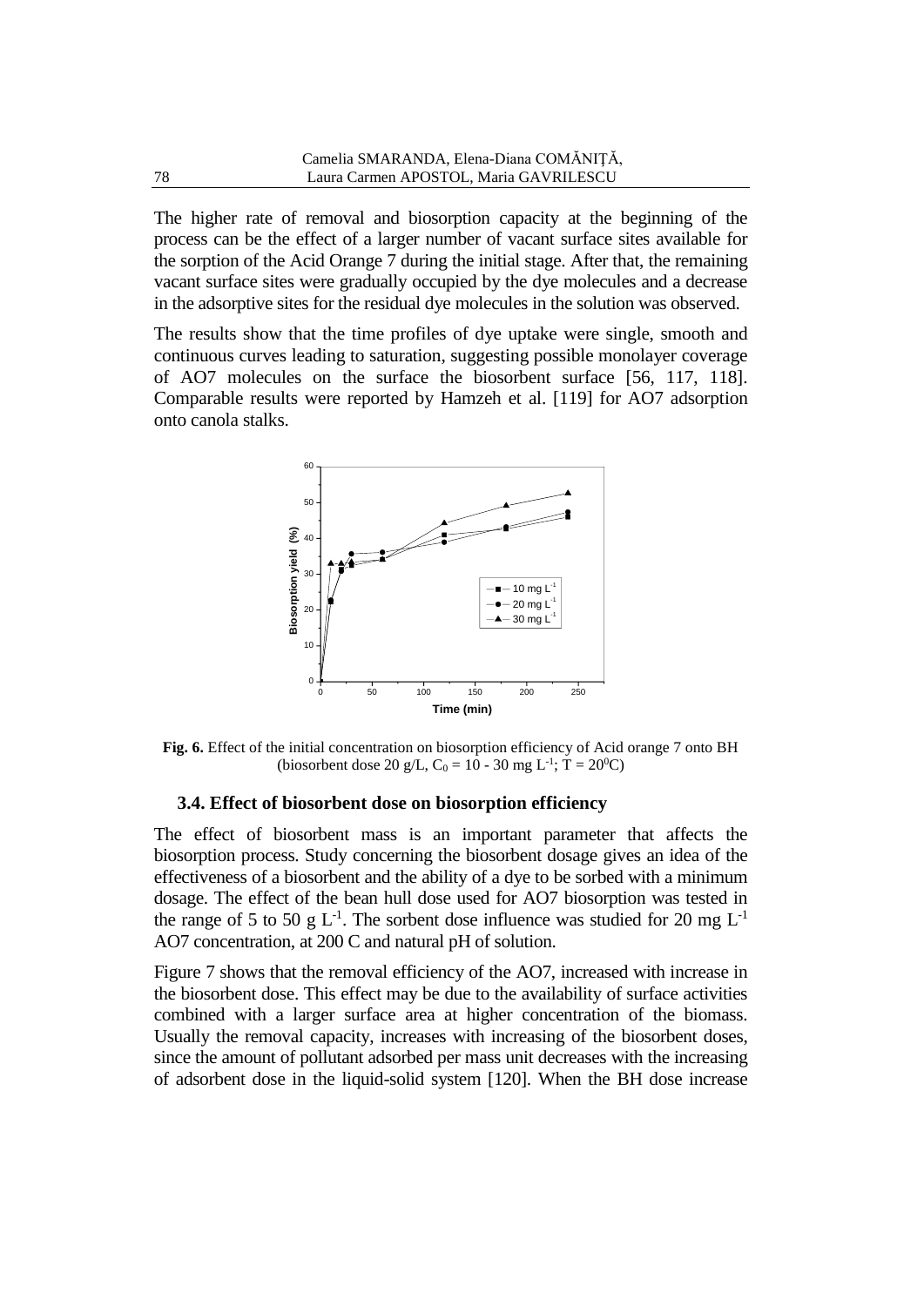The higher rate of removal and biosorption capacity at the beginning of the process can be the effect of a larger number of vacant surface sites available for the sorption of the Acid Orange 7 during the initial stage. After that, the remaining vacant surface sites were gradually occupied by the dye molecules and a decrease in the adsorptive sites for the residual dye molecules in the solution was observed.

The results show that the time profiles of dye uptake were single, smooth and continuous curves leading to saturation, suggesting possible monolayer coverage of AO7 molecules on the surface the biosorbent surface [56, 117, 118]. Comparable results were reported by Hamzeh et al. [119] for AO7 adsorption onto canola stalks.

**Fig. 6.** Effect of the initial concentration on biosorption efficiency of Acid orange 7 onto BH (biosorbent dose 20 g/L, $C_0$ = 10 - 30 mg $L^{-1}$; T = $20^0$C)

### 3.4. Effect of biosorbent dose on biosorption efficiency

The effect of biosorbent mass is an important parameter that affects the biosorption process. Study concerning the biosorbent dosage gives an idea of the effectiveness of a biosorbent and the ability of a dye to be sorbed with a minimum dosage. The effect of the bean hull dose used for AO7 biosorption was tested in the range of 5 to 50 g $L^{-1}$. The sorbent dose influence was studied for 20 mg $L^{-1}$ AO7 concentration, at 200 C and natural pH of solution.

Figure 7 shows that the removal efficiency of the AO7, increased with increase in the biosorbent dose. This effect may be due to the availability of surface activities combined with a larger surface area at higher concentration of the biomass. Usually the removal capacity, increases with increasing of the biosorbent doses, since the amount of pollutant adsorbed per mass unit decreases with the increasing of adsorbent dose in the liquid-solid system [120]. When the BH dose increase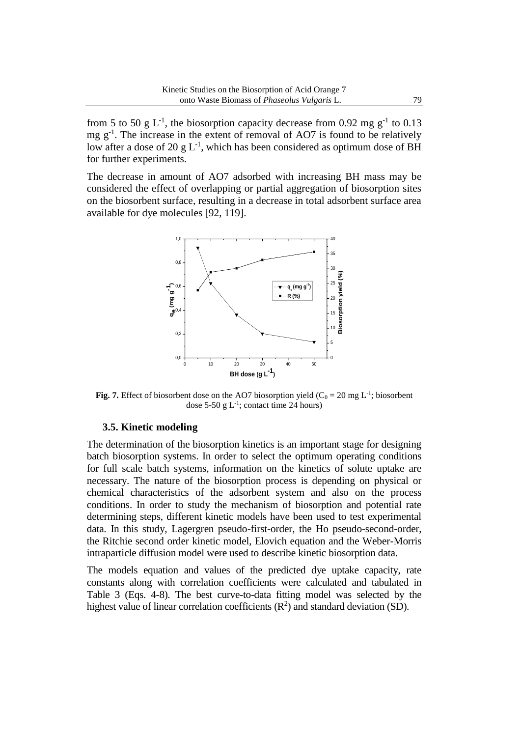from 5 to 50 g $L^{-1}$, the biosorption capacity decrease from 0.92 mg $g^{-1}$ to 0.13 mg $g^{-1}$. The increase in the extent of removal of AO7 is found to be relatively low after a dose of 20 g $L^{-1}$, which has been considered as optimum dose of BH for further experiments.

The decrease in amount of AO7 adsorbed with increasing BH mass may be considered the effect of overlapping or partial aggregation of biosorption sites on the biosorbent surface, resulting in a decrease in total adsorbent surface area available for dye molecules [92, 119].

**Fig. 7.** Effect of biosorbent dose on the AO7 biosorption yield ($C_0$ = 20 mg $L^{-1}$; biosorbent dose 5-50 g $L^{-1}$; contact time 24 hours)

### 3.5. Kinetic modeling

The determination of the biosorption kinetics is an important stage for designing batch biosorption systems. In order to select the optimum operating conditions for full scale batch systems, information on the kinetics of solute uptake are necessary. The nature of the biosorption process is depending on physical or chemical characteristics of the adsorbent system and also on the process conditions. In order to study the mechanism of biosorption and potential rate determining steps, different kinetic models have been used to test experimental data. In this study, Lagergren pseudo-first-order, the Ho pseudo-second-order, the Ritchie second order kinetic model, Elovich equation and the Weber-Morris intraparticle diffusion model were used to describe kinetic biosorption data.

The models equation and values of the predicted dye uptake capacity, rate constants along with correlation coefficients were calculated and tabulated in Table 3 (Eqs. 4-8). The best curve-to-data fitting model was selected by the highest value of linear correlation coefficients ($R^2$) and standard deviation (SD).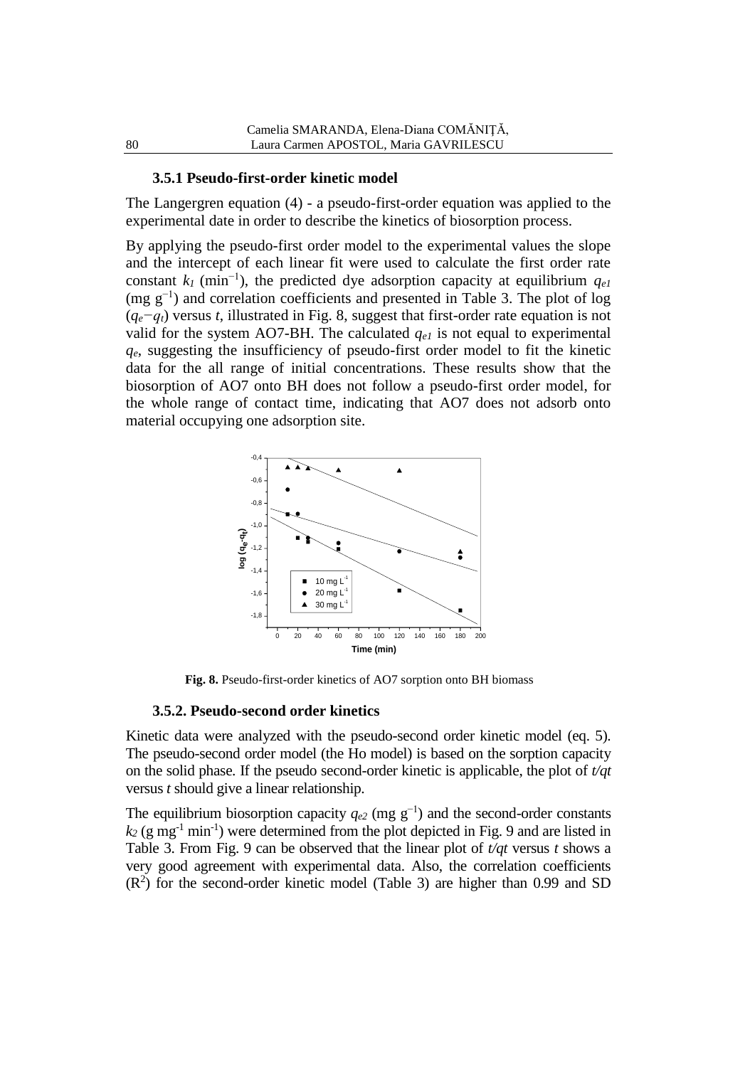### 3.5.1 Pseudo-first-order kinetic model

The Langergren equation (4) - a pseudo-first-order equation was applied to the experimental date in order to describe the kinetics of biosorption process.

By applying the pseudo-first order model to the experimental values the slope and the intercept of each linear fit were used to calculate the first order rate constant $k_1$ (min$^{-1}$), the predicted dye adsorption capacity at equilibrium $q_{e1}$ (mg g$^{-1}$) and correlation coefficients and presented in Table 3. The plot of log ($q_e - q_t$) versus $t$, illustrated in Fig. 8, suggest that first-order rate equation is not valid for the system AO7-BH. The calculated $q_{e1}$ is not equal to experimental $q_e$, suggesting the insufficiency of pseudo-first order model to fit the kinetic data for the all range of initial concentrations. These results show that the biosorption of AO7 onto BH does not follow a pseudo-first order model, for the whole range of contact time, indicating that AO7 does not adsorb onto material occupying one adsorption site.

**Fig. 8.** Pseudo-first-order kinetics of AO7 sorption onto BH biomass

### 3.5.2. Pseudo-second order kinetics

Kinetic data were analyzed with the pseudo-second order kinetic model (eq. 5). The pseudo-second order model (the Ho model) is based on the sorption capacity on the solid phase. If the pseudo second-order kinetic is applicable, the plot of $t/qt$ versus $t$ should give a linear relationship.

The equilibrium biosorption capacity $q_{e2}$ (mg g$^{-1}$) and the second-order constants $k_2$ (g mg$^{-1}$ min$^{-1}$) were determined from the plot depicted in Fig. 9 and are listed in Table 3. From Fig. 9 can be observed that the linear plot of $t/qt$ versus $t$ shows a very good agreement with experimental data. Also, the correlation coefficients ($R^2$) for the second-order kinetic model (Table 3) are higher than 0.99 and SD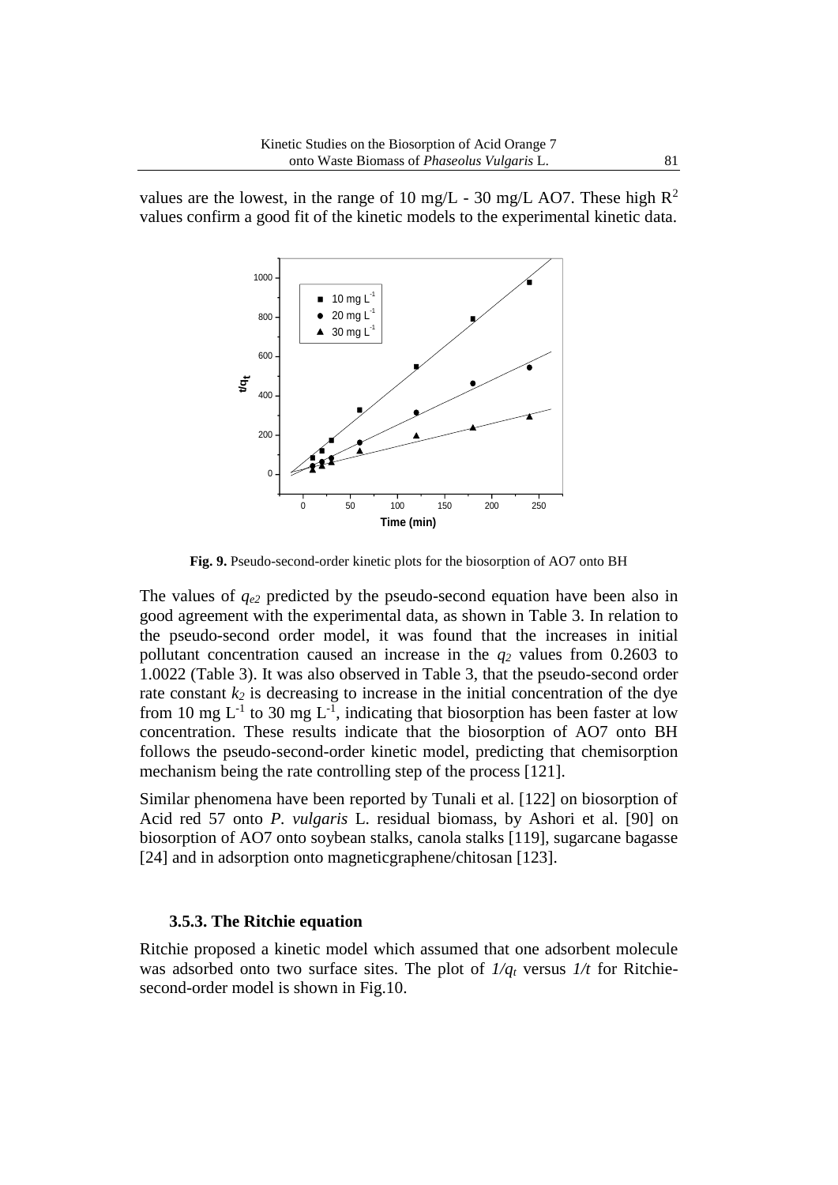values are the lowest, in the range of 10 mg/L - 30 mg/L AO7. These high $R^2$ values confirm a good fit of the kinetic models to the experimental kinetic data.

**Fig. 9.** Pseudo-second-order kinetic plots for the biosorption of AO7 onto BH

The values of $q_{e2}$ predicted by the pseudo-second equation have been also in good agreement with the experimental data, as shown in Table 3. In relation to the pseudo-second order model, it was found that the increases in initial pollutant concentration caused an increase in the $q_2$ values from 0.2603 to 1.0022 (Table 3). It was also observed in Table 3, that the pseudo-second order rate constant $k_2$ is decreasing to increase in the initial concentration of the dye from 10 mg $L^{-1}$ to 30 mg $L^{-1}$, indicating that biosorption has been faster at low concentration. These results indicate that the biosorption of AO7 onto BH follows the pseudo-second-order kinetic model, predicting that chemisorption mechanism being the rate controlling step of the process [121].

Similar phenomena have been reported by Tunali et al. [122] on biosorption of Acid red 57 onto *P. vulgaris* L. residual biomass, by Ashori et al. [90] on biosorption of AO7 onto soybean stalks, canola stalks [119], sugarcane bagasse [24] and in adsorption onto magneticgraphene/chitosan [123].

### 3.5.3. The Ritchie equation

Ritchie proposed a kinetic model which assumed that one adsorbent molecule was adsorbed onto two surface sites. The plot of $1/q_t$ versus $1/t$ for Ritchie-second-order model is shown in Fig.10.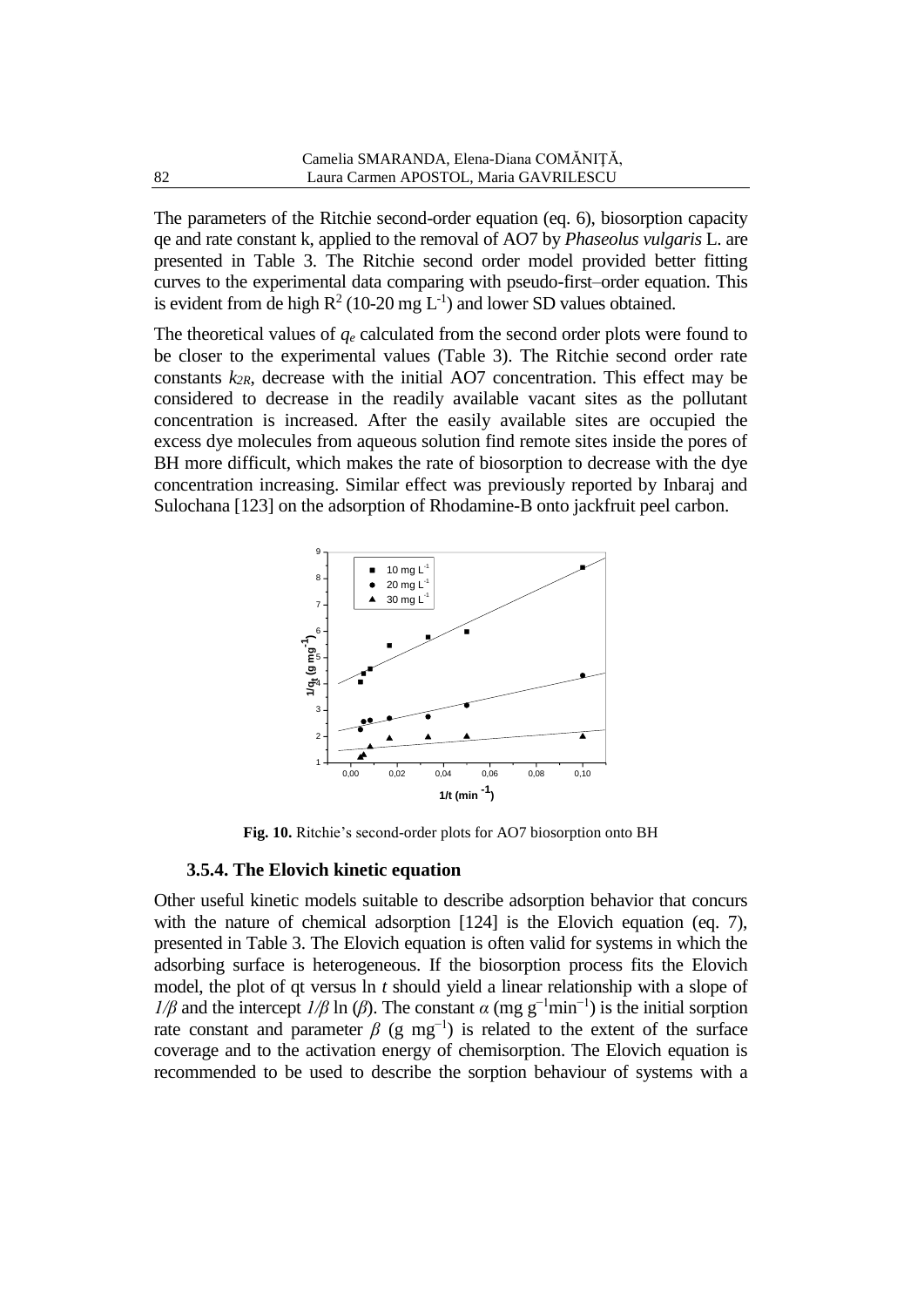The parameters of the Ritchie second-order equation (eq. 6), biosorption capacity qe and rate constant k, applied to the removal of AO7 by *Phaseolus vulgaris* L. are presented in Table 3. The Ritchie second order model provided better fitting curves to the experimental data comparing with pseudo-first–order equation. This is evident from de high $R^2$ (10-20 mg $L^{-1}$) and lower SD values obtained.

The theoretical values of $q_e$ calculated from the second order plots were found to be closer to the experimental values (Table 3). The Ritchie second order rate constants $k_{2R}$, decrease with the initial AO7 concentration. This effect may be considered to decrease in the readily available vacant sites as the pollutant concentration is increased. After the easily available sites are occupied the excess dye molecules from aqueous solution find remote sites inside the pores of BH more difficult, which makes the rate of biosorption to decrease with the dye concentration increasing. Similar effect was previously reported by Inbaraj and Sulochana [123] on the adsorption of Rhodamine-B onto jackfruit peel carbon.

**Fig. 10.** Ritchie's second-order plots for AO7 biosorption onto BH

### 3.5.4. The Elovich kinetic equation

Other useful kinetic models suitable to describe adsorption behavior that concurs with the nature of chemical adsorption [124] is the Elovich equation (eq. 7), presented in Table 3. The Elovich equation is often valid for systems in which the adsorbing surface is heterogeneous. If the biosorption process fits the Elovich model, the plot of qt versus ln *t* should yield a linear relationship with a slope of $1/\beta$ and the intercept $1/\beta \ln(\beta)$. The constant $\alpha$ (mg $g^{-1}min^{-1}$) is the initial sorption rate constant and parameter $\beta$ (g $mg^{-1}$) is related to the extent of the surface coverage and to the activation energy of chemisorption. The Elovich equation is recommended to be used to describe the sorption behaviour of systems with a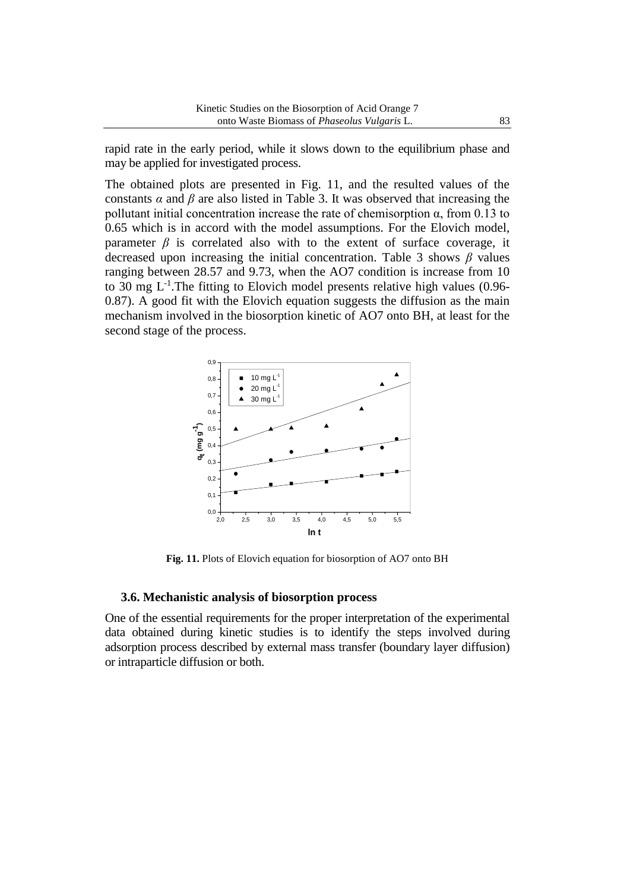rapid rate in the early period, while it slows down to the equilibrium phase and may be applied for investigated process.

The obtained plots are presented in Fig. 11, and the resulted values of the constants $\alpha$ and $\beta$ are also listed in Table 3. It was observed that increasing the pollutant initial concentration increase the rate of chemisorption α, from 0.13 to 0.65 which is in accord with the model assumptions. For the Elovich model, parameter $\beta$ is correlated also with to the extent of surface coverage, it decreased upon increasing the initial concentration. Table 3 shows $\beta$ values ranging between 28.57 and 9.73, when the AO7 condition is increase from 10 to 30 mg $L^{-1}$.The fitting to Elovich model presents relative high values (0.96-0.87). A good fit with the Elovich equation suggests the diffusion as the main mechanism involved in the biosorption kinetic of AO7 onto BH, at least for the second stage of the process.

**Fig. 11.** Plots of Elovich equation for biosorption of AO7 onto BH

### 3.6. Mechanistic analysis of biosorption process

One of the essential requirements for the proper interpretation of the experimental data obtained during kinetic studies is to identify the steps involved during adsorption process described by external mass transfer (boundary layer diffusion) or intraparticle diffusion or both.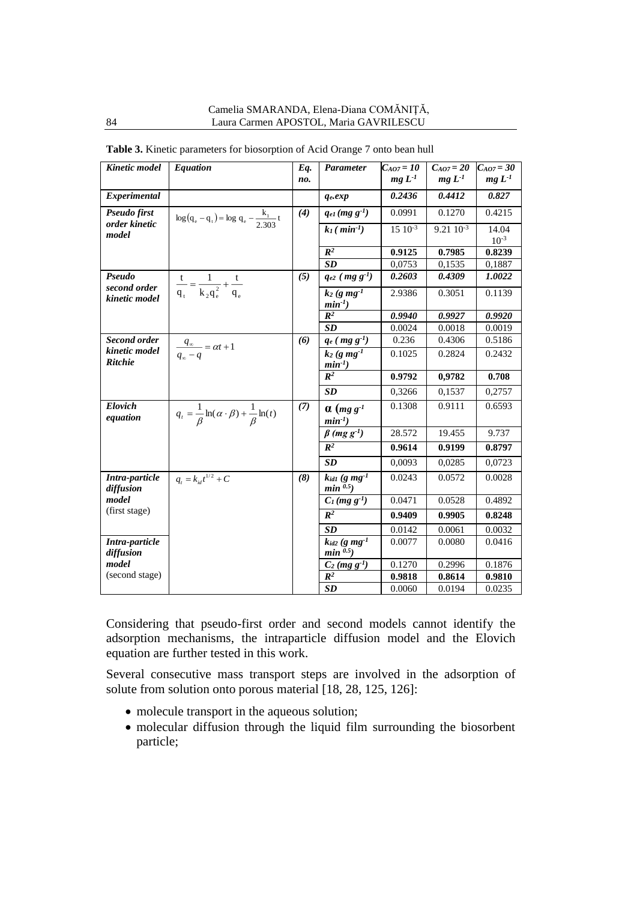**Table 3.** Kinetic parameters for biosorption of Acid Orange 7 onto bean hull

| *Kinetic model* | *Equation* | *Eq. no.* | *Parameter* | $C_{AO7} = 10$ $mg\ L^{-1}$ | $C_{AO7} = 20$ $mg\ L^{-1}$ | $C_{AO7} = 30$ $mg\ L^{-1}$ |
|---|---|---|---|---|---|---|
| ***Experimental*** | | | $q_e$*.exp* | ***0.2436*** | ***0.4412*** | ***0.827*** |
| ***Pseudo first order kinetic model*** | $\log(q_e - q_t) = \log q_e - \frac{k_1}{2.303}t$ | *(4)* | $q_{e1}$ *(mg g⁻¹)* | 0.0991 | 0.1270 | 0.4215 |
| | | | $k_1$ *(min⁻¹)* | $15\ 10^{-3}$ | $9.21\ 10^{-3}$ | $14.04\ 10^{-3}$ |
| | | | $R^2$ | **0.9125** | **0.7985** | **0.8239** |
| | | | ***SD*** | 0,0753 | 0,1535 | 0,1887 |
| ***Pseudo second order kinetic model*** | $\frac{t}{q_t} = \frac{1}{k_2 q_e^2} + \frac{t}{q_e}$ | *(5)* | $q_{e2}$ *(mg g⁻¹)* | ***0.2603*** | ***0.4309*** | ***1.0022*** |
| | | | $k_2$ *(g mg⁻¹ min⁻¹)* | 2.9386 | 0.3051 | 0.1139 |
| | | | $R^2$ | ***0.9940*** | ***0.9927*** | ***0.9920*** |
| | | | ***SD*** | 0.0024 | 0.0018 | 0.0019 |
| ***Second order kinetic model Ritchie*** | $\frac{q_\infty}{q_\infty - q} = \alpha t + 1$ | *(6)* | $q_e$ *(mg g⁻¹)* | 0.236 | 0.4306 | 0.5186 |
| | | | $k_2$ *(g mg⁻¹ min⁻¹)* | 0.1025 | 0.2824 | 0.2432 |
| | | | $R^2$ | **0.9792** | **0,9782** | **0.708** |
| | | | ***SD*** | 0,3266 | 0,1537 | 0,2757 |
| ***Elovich equation*** | $q_t = \frac{1}{\beta}\ln(\alpha \cdot \beta) + \frac{1}{\beta}\ln(t)$ | *(7)* | $\alpha$ *(mg g⁻¹ min⁻¹)* | 0.1308 | 0.9111 | 0.6593 |
| | | | $\beta$ *(mg g⁻¹)* | 28.572 | 19.455 | 9.737 |
| | | | $R^2$ | **0.9614** | **0.9199** | **0.8797** |
| | | | ***SD*** | 0,0093 | 0,0285 | 0,0723 |
| ***Intra-particle diffusion model*** (first stage) | $q_t = k_{id} t^{1/2} + C$ | *(8)* | $k_{id1}$ *(g mg⁻¹ min⁰·⁵)* | 0.0243 | 0.0572 | 0.0028 |
| | | | $C_1$ *(mg g⁻¹)* | 0.0471 | 0.0528 | 0.4892 |
| | | | $R^2$ | **0.9409** | **0.9905** | **0.8248** |
| | | | ***SD*** | 0.0142 | 0.0061 | 0.0032 |
| ***Intra-particle diffusion model*** (second stage) | | | $k_{id2}$ *(g mg⁻¹ min⁰·⁵)* | 0.0077 | 0.0080 | 0.0416 |
| | | | $C_2$ *(mg g⁻¹)* | 0.1270 | 0.2996 | 0.1876 |
| | | | $R^2$ | **0.9818** | **0.8614** | **0.9810** |
| | | | ***SD*** | 0.0060 | 0.0194 | 0.0235 |

Considering that pseudo-first order and second models cannot identify the adsorption mechanisms, the intraparticle diffusion model and the Elovich equation are further tested in this work.

Several consecutive mass transport steps are involved in the adsorption of solute from solution onto porous material [18, 28, 125, 126]:

- molecule transport in the aqueous solution;
- molecular diffusion through the liquid film surrounding the biosorbent particle;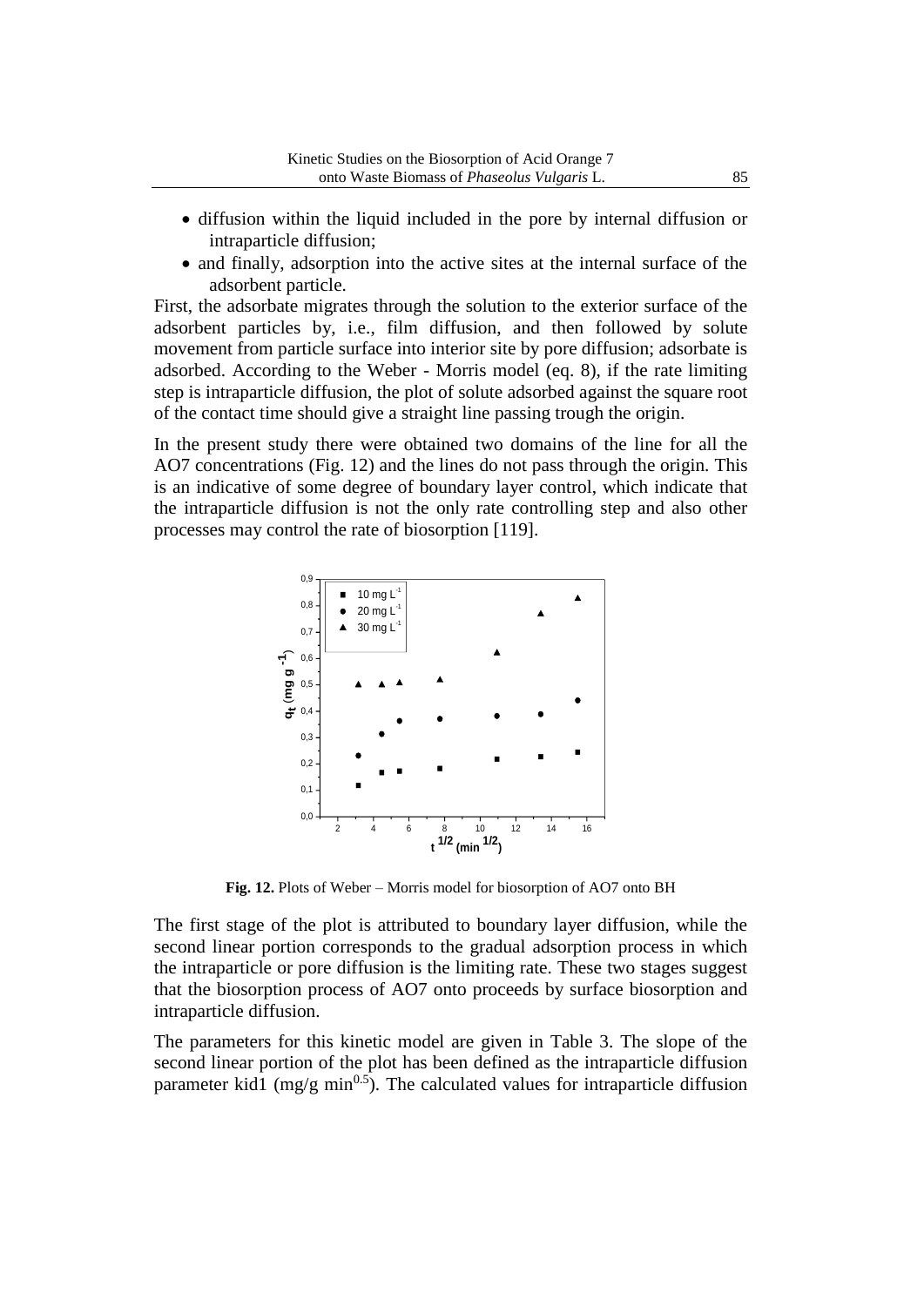- diffusion within the liquid included in the pore by internal diffusion or intraparticle diffusion;
- and finally, adsorption into the active sites at the internal surface of the adsorbent particle.

First, the adsorbate migrates through the solution to the exterior surface of the adsorbent particles by, i.e., film diffusion, and then followed by solute movement from particle surface into interior site by pore diffusion; adsorbate is adsorbed. According to the Weber - Morris model (eq. 8), if the rate limiting step is intraparticle diffusion, the plot of solute adsorbed against the square root of the contact time should give a straight line passing trough the origin.

In the present study there were obtained two domains of the line for all the AO7 concentrations (Fig. 12) and the lines do not pass through the origin. This is an indicative of some degree of boundary layer control, which indicate that the intraparticle diffusion is not the only rate controlling step and also other processes may control the rate of biosorption [119].

**Fig. 12.** Plots of Weber – Morris model for biosorption of AO7 onto BH

The first stage of the plot is attributed to boundary layer diffusion, while the second linear portion corresponds to the gradual adsorption process in which the intraparticle or pore diffusion is the limiting rate. These two stages suggest that the biosorption process of AO7 onto proceeds by surface biosorption and intraparticle diffusion.

The parameters for this kinetic model are given in Table 3. The slope of the second linear portion of the plot has been defined as the intraparticle diffusion parameter kid1 (mg/g $min^{0.5}$). The calculated values for intraparticle diffusion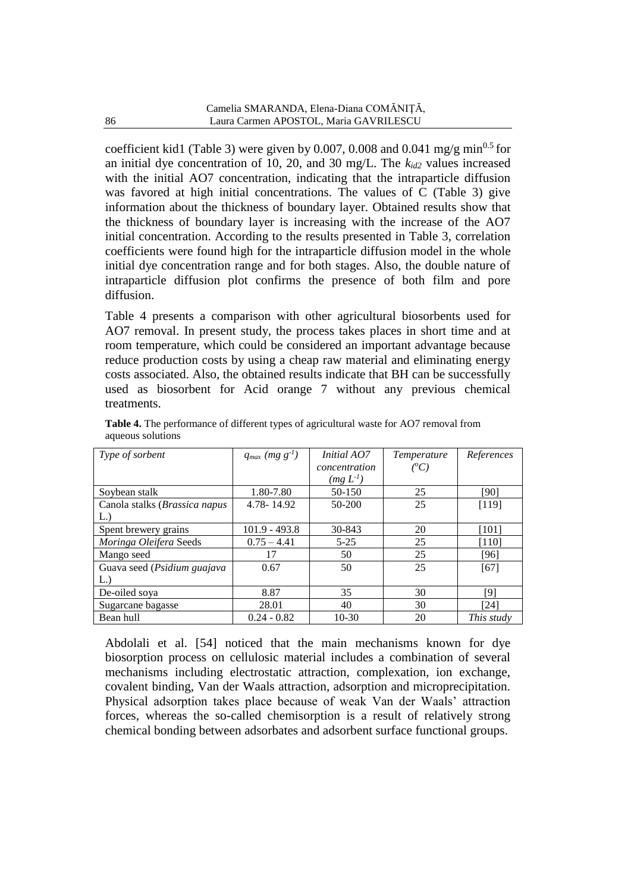coefficient kid1 (Table 3) were given by 0.007, 0.008 and 0.041 mg/g min$^{0.5}$ for an initial dye concentration of 10, 20, and 30 mg/L. The $k_{id2}$ values increased with the initial AO7 concentration, indicating that the intraparticle diffusion was favored at high initial concentrations. The values of C (Table 3) give information about the thickness of boundary layer. Obtained results show that the thickness of boundary layer is increasing with the increase of the AO7 initial concentration. According to the results presented in Table 3, correlation coefficients were found high for the intraparticle diffusion model in the whole initial dye concentration range and for both stages. Also, the double nature of intraparticle diffusion plot confirms the presence of both film and pore diffusion.

Table 4 presents a comparison with other agricultural biosorbents used for AO7 removal. In present study, the process takes places in short time and at room temperature, which could be considered an important advantage because reduce production costs by using a cheap raw material and eliminating energy costs associated. Also, the obtained results indicate that BH can be successfully used as biosorbent for Acid orange 7 without any previous chemical treatments.

**Table 4.** The performance of different types of agricultural waste for AO7 removal from aqueous solutions

| *Type of sorbent* | $q_{max}$ *(mg g$^{-1}$)* | *Initial AO7 concentration (mg L$^{-1}$)* | *Temperature (°C)* | *References* |
|---|---|---|---|---|
| Soybean stalk | 1.80-7.80 | 50-150 | 25 | [90] |
| Canola stalks (*Brassica napus* L.) | 4.78- 14.92 | 50-200 | 25 | [119] |
| Spent brewery grains | 101.9 - 493.8 | 30-843 | 20 | [101] |
| *Moringa Oleifera* Seeds | 0.75 – 4.41 | 5-25 | 25 | [110] |
| Mango seed | 17 | 50 | 25 | [96] |
| Guava seed (*Psidium guajava* L.) | 0.67 | 50 | 25 | [67] |
| De-oiled soya | 8.87 | 35 | 30 | [9] |
| Sugarcane bagasse | 28.01 | 40 | 30 | [24] |
| Bean hull | 0.24 - 0.82 | 10-30 | 20 | *This study* |

Abdolali et al. [54] noticed that the main mechanisms known for dye biosorption process on cellulosic material includes a combination of several mechanisms including electrostatic attraction, complexation, ion exchange, covalent binding, Van der Waals attraction, adsorption and microprecipitation. Physical adsorption takes place because of weak Van der Waals' attraction forces, whereas the so-called chemisorption is a result of relatively strong chemical bonding between adsorbates and adsorbent surface functional groups.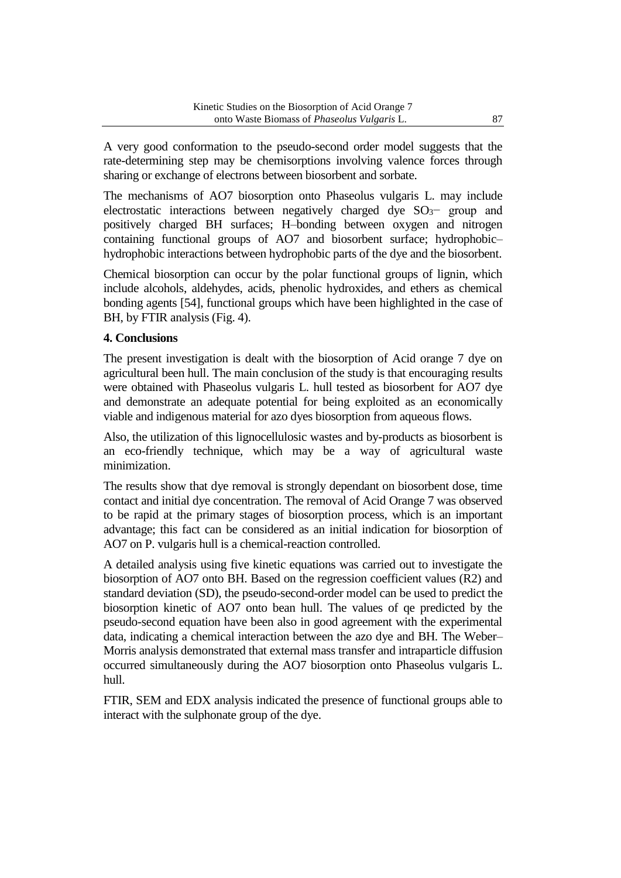A very good conformation to the pseudo-second order model suggests that the rate-determining step may be chemisorptions involving valence forces through sharing or exchange of electrons between biosorbent and sorbate.

The mechanisms of AO7 biosorption onto Phaseolus vulgaris L. may include electrostatic interactions between negatively charged dye $SO_3^-$ group and positively charged BH surfaces; H–bonding between oxygen and nitrogen containing functional groups of AO7 and biosorbent surface; hydrophobic–hydrophobic interactions between hydrophobic parts of the dye and the biosorbent.

Chemical biosorption can occur by the polar functional groups of lignin, which include alcohols, aldehydes, acids, phenolic hydroxides, and ethers as chemical bonding agents [54], functional groups which have been highlighted in the case of BH, by FTIR analysis (Fig. 4).

## 4. Conclusions

The present investigation is dealt with the biosorption of Acid orange 7 dye on agricultural been hull. The main conclusion of the study is that encouraging results were obtained with Phaseolus vulgaris L. hull tested as biosorbent for AO7 dye and demonstrate an adequate potential for being exploited as an economically viable and indigenous material for azo dyes biosorption from aqueous flows.

Also, the utilization of this lignocellulosic wastes and by-products as biosorbent is an eco-friendly technique, which may be a way of agricultural waste minimization.

The results show that dye removal is strongly dependant on biosorbent dose, time contact and initial dye concentration. The removal of Acid Orange 7 was observed to be rapid at the primary stages of biosorption process, which is an important advantage; this fact can be considered as an initial indication for biosorption of AO7 on P. vulgaris hull is a chemical-reaction controlled.

A detailed analysis using five kinetic equations was carried out to investigate the biosorption of AO7 onto BH. Based on the regression coefficient values (R2) and standard deviation (SD), the pseudo-second-order model can be used to predict the biosorption kinetic of AO7 onto bean hull. The values of qe predicted by the pseudo-second equation have been also in good agreement with the experimental data, indicating a chemical interaction between the azo dye and BH. The Weber–Morris analysis demonstrated that external mass transfer and intraparticle diffusion occurred simultaneously during the AO7 biosorption onto Phaseolus vulgaris L. hull.

FTIR, SEM and EDX analysis indicated the presence of functional groups able to interact with the sulphonate group of the dye.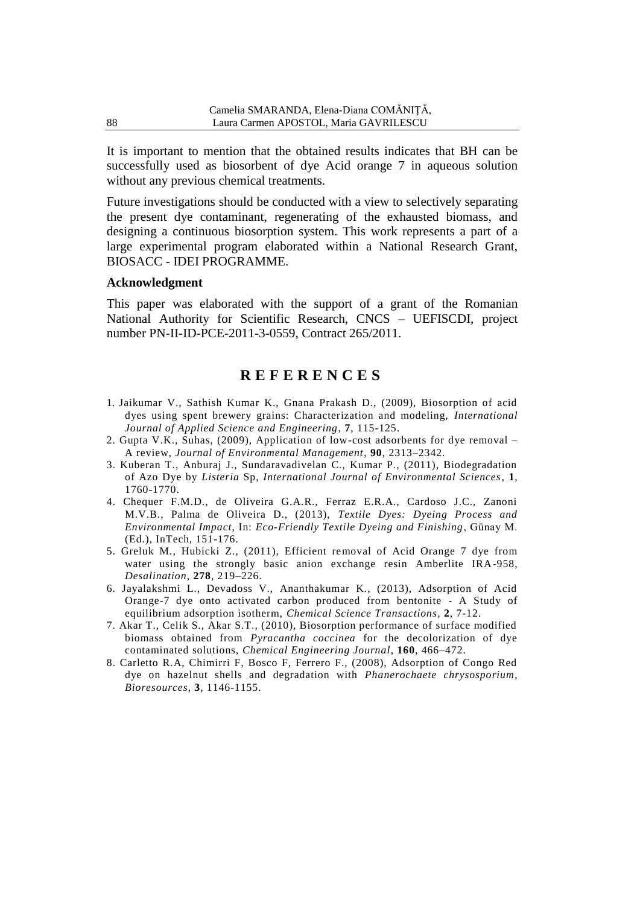It is important to mention that the obtained results indicates that BH can be successfully used as biosorbent of dye Acid orange 7 in aqueous solution without any previous chemical treatments.

Future investigations should be conducted with a view to selectively separating the present dye contaminant, regenerating of the exhausted biomass, and designing a continuous biosorption system. This work represents a part of a large experimental program elaborated within a National Research Grant, BIOSACC - IDEI PROGRAMME.

### Acknowledgment

This paper was elaborated with the support of a grant of the Romanian National Authority for Scientific Research, CNCS – UEFISCDI, project number PN-II-ID-PCE-2011-3-0559, Contract 265/2011.

## R E F E R E N C E S

1. Jaikumar V., Sathish Kumar K., Gnana Prakash D., (2009), Biosorption of acid dyes using spent brewery grains: Characterization and modeling, *International Journal of Applied Science and Engineering*, **7**, 115-125.
2. Gupta V.K., Suhas, (2009), Application of low-cost adsorbents for dye removal – A review, *Journal of Environmental Management*, **90**, 2313–2342.
3. Kuberan T., Anburaj J., Sundaravadivelan C., Kumar P., (2011), Biodegradation of Azo Dye by *Listeria* Sp, *International Journal of Environmental Sciences*, **1**, 1760-1770.
4. Chequer F.M.D., de Oliveira G.A.R., Ferraz E.R.A., Cardoso J.C., Zanoni M.V.B., Palma de Oliveira D., (2013), *Textile Dyes: Dyeing Process and Environmental Impact*, In: *Eco-Friendly Textile Dyeing and Finishing*, Günay M. (Ed.), InTech, 151-176.
5. Greluk M., Hubicki Z., (2011), Efficient removal of Acid Orange 7 dye from water using the strongly basic anion exchange resin Amberlite IRA-958, *Desalination*, **278**, 219–226.
6. Jayalakshmi L., Devadoss V., Ananthakumar K., (2013), Adsorption of Acid Orange-7 dye onto activated carbon produced from bentonite - A Study of equilibrium adsorption isotherm, *Chemical Science Transactions*, **2**, 7-12.
7. Akar T., Celik S., Akar S.T., (2010), Biosorption performance of surface modified biomass obtained from *Pyracantha coccinea* for the decolorization of dye contaminated solutions, *Chemical Engineering Journal*, **160**, 466–472.
8. Carletto R.A, Chimirri F, Bosco F, Ferrero F., (2008), Adsorption of Congo Red dye on hazelnut shells and degradation with *Phanerochaete chrysosporium*, *Bioresources*, **3**, 1146-1155.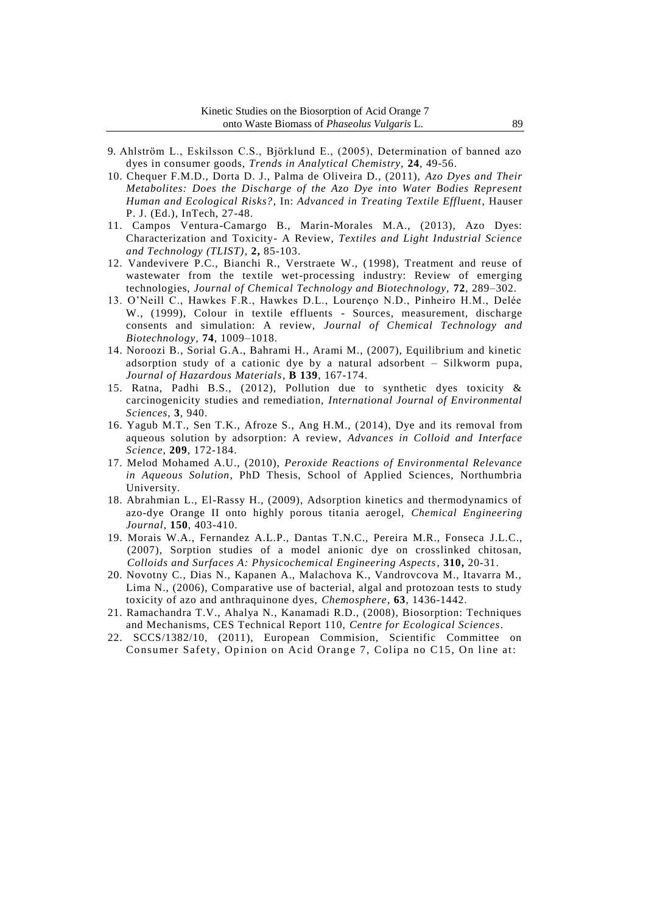9. Ahlström L., Eskilsson C.S., Björklund E., (2005), Determination of banned azo dyes in consumer goods, *Trends in Analytical Chemistry*, **24**, 49-56.
10. Chequer F.M.D., Dorta D. J., Palma de Oliveira D., (2011), *Azo Dyes and Their Metabolites: Does the Discharge of the Azo Dye into Water Bodies Represent Human and Ecological Risks?*, In: *Advanced in Treating Textile Effluent*, Hauser P. J. (Ed.), InTech, 27-48.
11. Campos Ventura-Camargo B., Marin-Morales M.A., (2013), Azo Dyes: Characterization and Toxicity- A Review, *Textiles and Light Industrial Science and Technology (TLIST)*, **2,** 85-103.
12. Vandevivere P.C., Bianchi R., Verstraete W., (1998), Treatment and reuse of wastewater from the textile wet-processing industry: Review of emerging technologies, *Journal of Chemical Technology and Biotechnology,* **72**, 289–302.
13. O'Neill C., Hawkes F.R., Hawkes D.L., Lourenço N.D., Pinheiro H.M., Delée W., (1999), Colour in textile effluents - Sources, measurement, discharge consents and simulation: A review, *Journal of Chemical Technology and Biotechnology*, **74**, 1009–1018.
14. Noroozi B., Sorial G.A., Bahrami H., Arami M., (2007), Equilibrium and kinetic adsorption study of a cationic dye by a natural adsorbent – Silkworm pupa, *Journal of Hazardous Materials*, **B 139**, 167-174.
15. Ratna, Padhi B.S., (2012), Pollution due to synthetic dyes toxicity & carcinogenicity studies and remediation, *International Journal of Environmental Sciences*, **3**, 940.
16. Yagub M.T., Sen T.K., Afroze S., Ang H.M., (2014), Dye and its removal from aqueous solution by adsorption: A review, *Advances in Colloid and Interface Science*, **209**, 172-184.
17. Melod Mohamed A.U., (2010), *Peroxide Reactions of Environmental Relevance in Aqueous Solution*, PhD Thesis, School of Applied Sciences, Northumbria University.
18. Abrahmian L., El-Rassy H., (2009), Adsorption kinetics and thermodynamics of azo-dye Orange II onto highly porous titania aerogel, *Chemical Engineering Journal*, **150**, 403-410.
19. Morais W.A., Fernandez A.L.P., Dantas T.N.C., Pereira M.R., Fonseca J.L.C., (2007), Sorption studies of a model anionic dye on crosslinked chitosan, *Colloids and Surfaces A: Physicochemical Engineering Aspects*, **310,** 20-31.
20. Novotny C., Dias N., Kapanen A., Malachova K., Vandrovcova M., Itavarra M., Lima N., (2006), Comparative use of bacterial, algal and protozoan tests to study toxicity of azo and anthraquinone dyes, *Chemosphere*, **63**, 1436-1442.
21. Ramachandra T.V., Ahalya N., Kanamadi R.D., (2008), Biosorption: Techniques and Mechanisms, CES Technical Report 110, *Centre for Ecological Sciences*.
22. SCCS/1382/10, (2011), European Commision, Scientific Committee on Consumer Safety, Opinion on Acid Orange 7, Colipa no C15, On line at: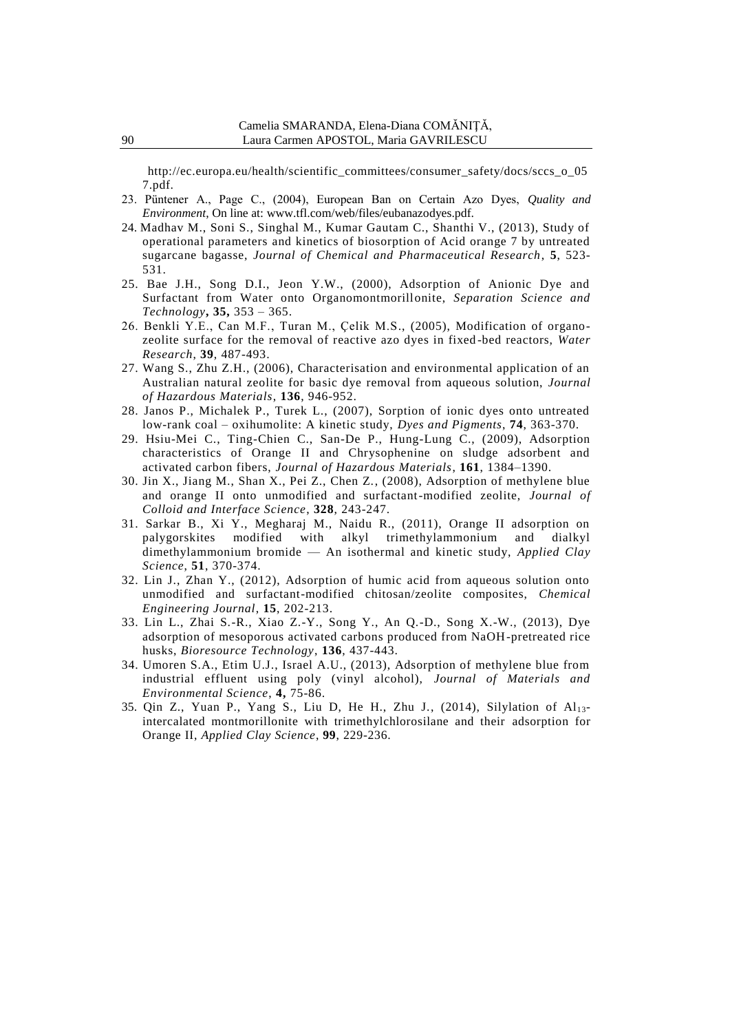http://ec.europa.eu/health/scientific_committees/consumer_safety/docs/sccs_o_057.pdf.

23. Püntener A., Page C., (2004), European Ban on Certain Azo Dyes, *Quality and Environment*, On line at: www.tfl.com/web/files/eubanazodyes.pdf.
24. Madhav M., Soni S., Singhal M., Kumar Gautam C., Shanthi V., (2013), Study of operational parameters and kinetics of biosorption of Acid orange 7 by untreated sugarcane bagasse, *Journal of Chemical and Pharmaceutical Research*, **5**, 523-531.
25. Bae J.H., Song D.I., Jeon Y.W., (2000), Adsorption of Anionic Dye and Surfactant from Water onto Organomontmorillonite, *Separation Science and Technology*, **35,** 353 – 365.
26. Benkli Y.E., Can M.F., Turan M., Çelik M.S., (2005), Modification of organo-zeolite surface for the removal of reactive azo dyes in fixed-bed reactors, *Water Research*, **39**, 487-493.
27. Wang S., Zhu Z.H., (2006), Characterisation and environmental application of an Australian natural zeolite for basic dye removal from aqueous solution, *Journal of Hazardous Materials*, **136**, 946-952.
28. Janos P., Michalek P., Turek L., (2007), Sorption of ionic dyes onto untreated low-rank coal – oxihumolite: A kinetic study, *Dyes and Pigments*, **74**, 363-370.
29. Hsiu-Mei C., Ting-Chien C., San-De P., Hung-Lung C., (2009), Adsorption characteristics of Orange II and Chrysophenine on sludge adsorbent and activated carbon fibers, *Journal of Hazardous Materials*, **161**, 1384–1390.
30. Jin X., Jiang M., Shan X., Pei Z., Chen Z., (2008), Adsorption of methylene blue and orange II onto unmodified and surfactant-modified zeolite, *Journal of Colloid and Interface Science*, **328**, 243-247.
31. Sarkar B., Xi Y., Megharaj M., Naidu R., (2011), Orange II adsorption on palygorskites modified with alkyl trimethylammonium and dialkyl dimethylammonium bromide — An isothermal and kinetic study, *Applied Clay Science*, **51**, 370-374.
32. Lin J., Zhan Y., (2012), Adsorption of humic acid from aqueous solution onto unmodified and surfactant-modified chitosan/zeolite composites, *Chemical Engineering Journal*, **15**, 202-213.
33. Lin L., Zhai S.-R., Xiao Z.-Y., Song Y., An Q.-D., Song X.-W., (2013), Dye adsorption of mesoporous activated carbons produced from NaOH-pretreated rice husks, *Bioresource Technology*, **136**, 437-443.
34. Umoren S.A., Etim U.J., Israel A.U., (2013), Adsorption of methylene blue from industrial effluent using poly (vinyl alcohol), *Journal of Materials and Environmental Science*, **4,** 75-86.
35. Qin Z., Yuan P., Yang S., Liu D, He H., Zhu J., (2014), Silylation of $Al_{13}$-intercalated montmorillonite with trimethylchlorosilane and their adsorption for Orange II, *Applied Clay Science*, **99**, 229-236.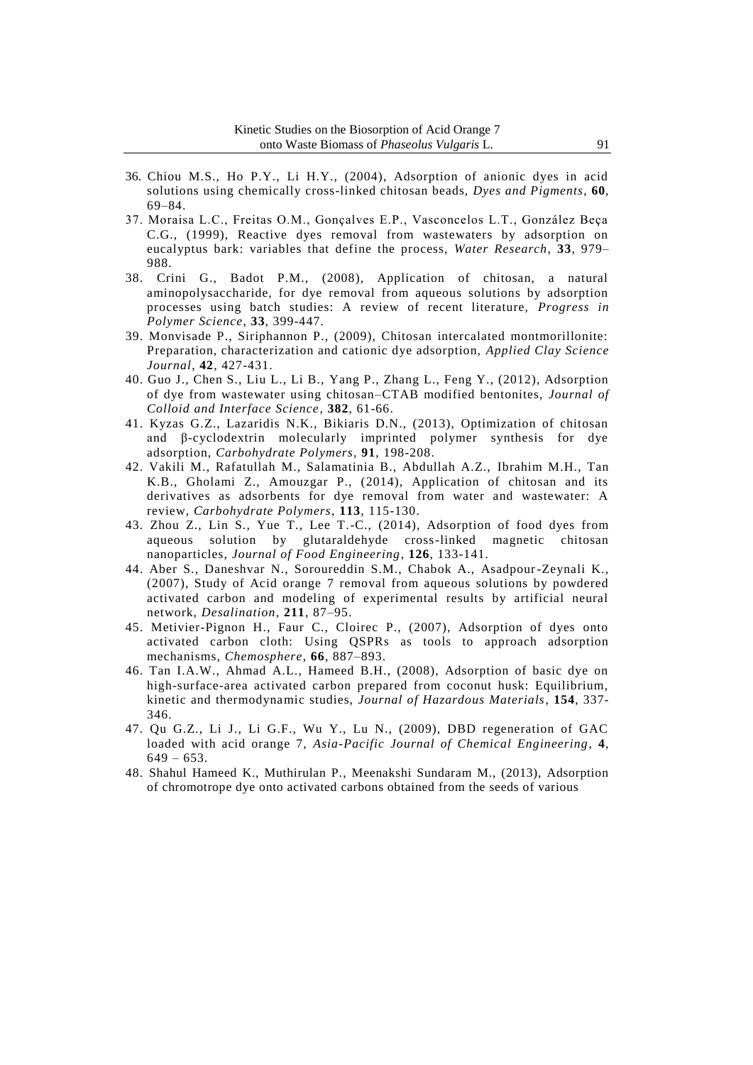36. Chiou M.S., Ho P.Y., Li H.Y., (2004), Adsorption of anionic dyes in acid solutions using chemically cross-linked chitosan beads, *Dyes and Pigments*, **60**, 69–84.
37. Moraisa L.C., Freitas O.M., Gonçalves E.P., Vasconcelos L.T., González Beça C.G., (1999), Reactive dyes removal from wastewaters by adsorption on eucalyptus bark: variables that define the process, *Water Research*, **33**, 979–988.
38. Crini G., Badot P.M., (2008), Application of chitosan, a natural aminopolysaccharide, for dye removal from aqueous solutions by adsorption processes using batch studies: A review of recent literature, *Progress in Polymer Science*, **33**, 399-447.
39. Monvisade P., Siriphannon P., (2009), Chitosan intercalated montmorillonite: Preparation, characterization and cationic dye adsorption, *Applied Clay Science Journal*, **42**, 427-431.
40. Guo J., Chen S., Liu L., Li B., Yang P., Zhang L., Feng Y., (2012), Adsorption of dye from wastewater using chitosan–CTAB modified bentonites, *Journal of Colloid and Interface Science*, **382**, 61-66.
41. Kyzas G.Z., Lazaridis N.K., Bikiaris D.N., (2013), Optimization of chitosan and β-cyclodextrin molecularly imprinted polymer synthesis for dye adsorption, *Carbohydrate Polymers*, **91**, 198-208.
42. Vakili M., Rafatullah M., Salamatinia B., Abdullah A.Z., Ibrahim M.H., Tan K.B., Gholami Z., Amouzgar P., (2014), Application of chitosan and its derivatives as adsorbents for dye removal from water and wastewater: A review, *Carbohydrate Polymers*, **113**, 115-130.
43. Zhou Z., Lin S., Yue T., Lee T.-C., (2014), Adsorption of food dyes from aqueous solution by glutaraldehyde cross-linked magnetic chitosan nanoparticles, *Journal of Food Engineering*, **126**, 133-141.
44. Aber S., Daneshvar N., Soroureddin S.M., Chabok A., Asadpour-Zeynali K., (2007), Study of Acid orange 7 removal from aqueous solutions by powdered activated carbon and modeling of experimental results by artificial neural network, *Desalination*, **211**, 87–95.
45. Metivier-Pignon H., Faur C., Cloirec P., (2007), Adsorption of dyes onto activated carbon cloth: Using QSPRs as tools to approach adsorption mechanisms, *Chemosphere*, **66**, 887–893.
46. Tan I.A.W., Ahmad A.L., Hameed B.H., (2008), Adsorption of basic dye on high-surface-area activated carbon prepared from coconut husk: Equilibrium, kinetic and thermodynamic studies, *Journal of Hazardous Materials*, **154**, 337-346.
47. Qu G.Z., Li J., Li G.F., Wu Y., Lu N., (2009), DBD regeneration of GAC loaded with acid orange 7, *Asia-Pacific Journal of Chemical Engineering*, **4**, 649 – 653.
48. Shahul Hameed K., Muthirulan P., Meenakshi Sundaram M., (2013), Adsorption of chromotrope dye onto activated carbons obtained from the seeds of various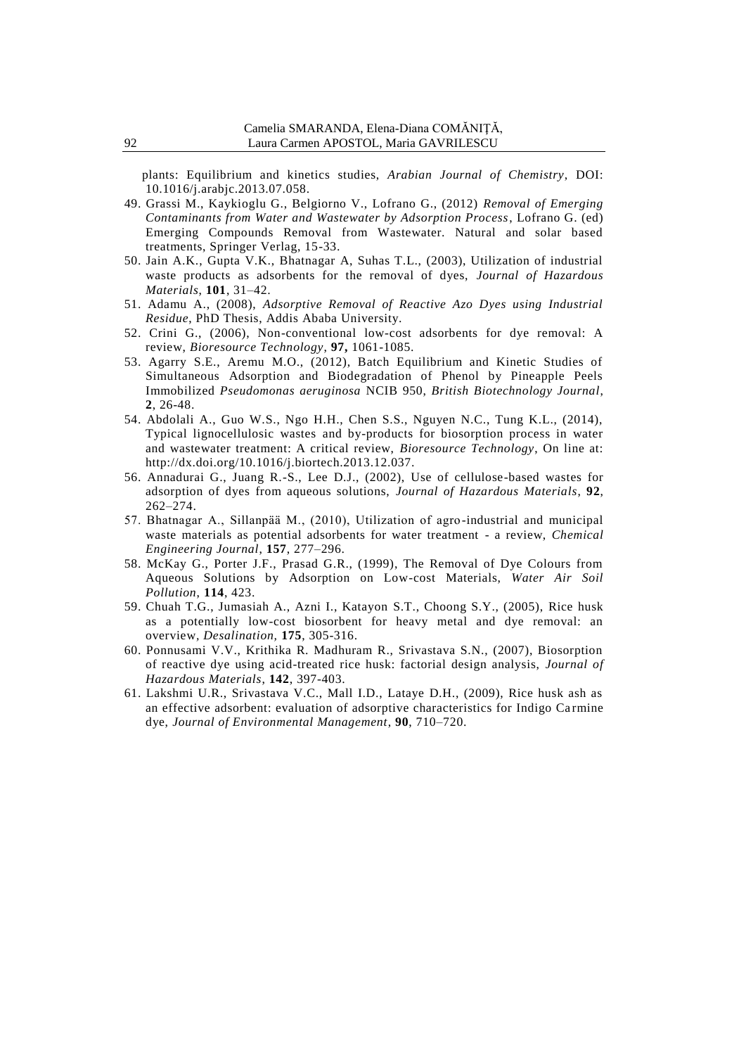plants: Equilibrium and kinetics studies, *Arabian Journal of Chemistry*, DOI: 10.1016/j.arabjc.2013.07.058.

49. Grassi M., Kaykioglu G., Belgiorno V., Lofrano G., (2012) *Removal of Emerging Contaminants from Water and Wastewater by Adsorption Process*, Lofrano G. (ed) Emerging Compounds Removal from Wastewater. Natural and solar based treatments, Springer Verlag, 15-33.
50. Jain A.K., Gupta V.K., Bhatnagar A, Suhas T.L., (2003), Utilization of industrial waste products as adsorbents for the removal of dyes, *Journal of Hazardous Materials*, **101**, 31–42.
51. Adamu A., (2008), *Adsorptive Removal of Reactive Azo Dyes using Industrial Residue*, PhD Thesis, Addis Ababa University.
52. Crini G., (2006), Non-conventional low-cost adsorbents for dye removal: A review, *Bioresource Technology*, **97,** 1061-1085.
53. Agarry S.E., Aremu M.O., (2012), Batch Equilibrium and Kinetic Studies of Simultaneous Adsorption and Biodegradation of Phenol by Pineapple Peels Immobilized *Pseudomonas aeruginosa* NCIB 950, *British Biotechnology Journal*, **2**, 26-48.
54. Abdolali A., Guo W.S., Ngo H.H., Chen S.S., Nguyen N.C., Tung K.L., (2014), Typical lignocellulosic wastes and by-products for biosorption process in water and wastewater treatment: A critical review, *Bioresource Technology*, On line at: http://dx.doi.org/10.1016/j.biortech.2013.12.037.
56. Annadurai G., Juang R.-S., Lee D.J., (2002), Use of cellulose-based wastes for adsorption of dyes from aqueous solutions, *Journal of Hazardous Materials*, **92**, 262–274.
57. Bhatnagar A., Sillanpää M., (2010), Utilization of agro-industrial and municipal waste materials as potential adsorbents for water treatment - a review, *Chemical Engineering Journal*, **157**, 277–296.
58. McKay G., Porter J.F., Prasad G.R., (1999), The Removal of Dye Colours from Aqueous Solutions by Adsorption on Low-cost Materials, *Water Air Soil Pollution*, **114**, 423.
59. Chuah T.G., Jumasiah A., Azni I., Katayon S.T., Choong S.Y., (2005), Rice husk as a potentially low-cost biosorbent for heavy metal and dye removal: an overview, *Desalination*, **175**, 305-316.
60. Ponnusami V.V., Krithika R. Madhuram R., Srivastava S.N., (2007), Biosorption of reactive dye using acid-treated rice husk: factorial design analysis, *Journal of Hazardous Materials*, **142**, 397-403.
61. Lakshmi U.R., Srivastava V.C., Mall I.D., Lataye D.H., (2009), Rice husk ash as an effective adsorbent: evaluation of adsorptive characteristics for Indigo Carmine dye, *Journal of Environmental Management*, **90**, 710–720.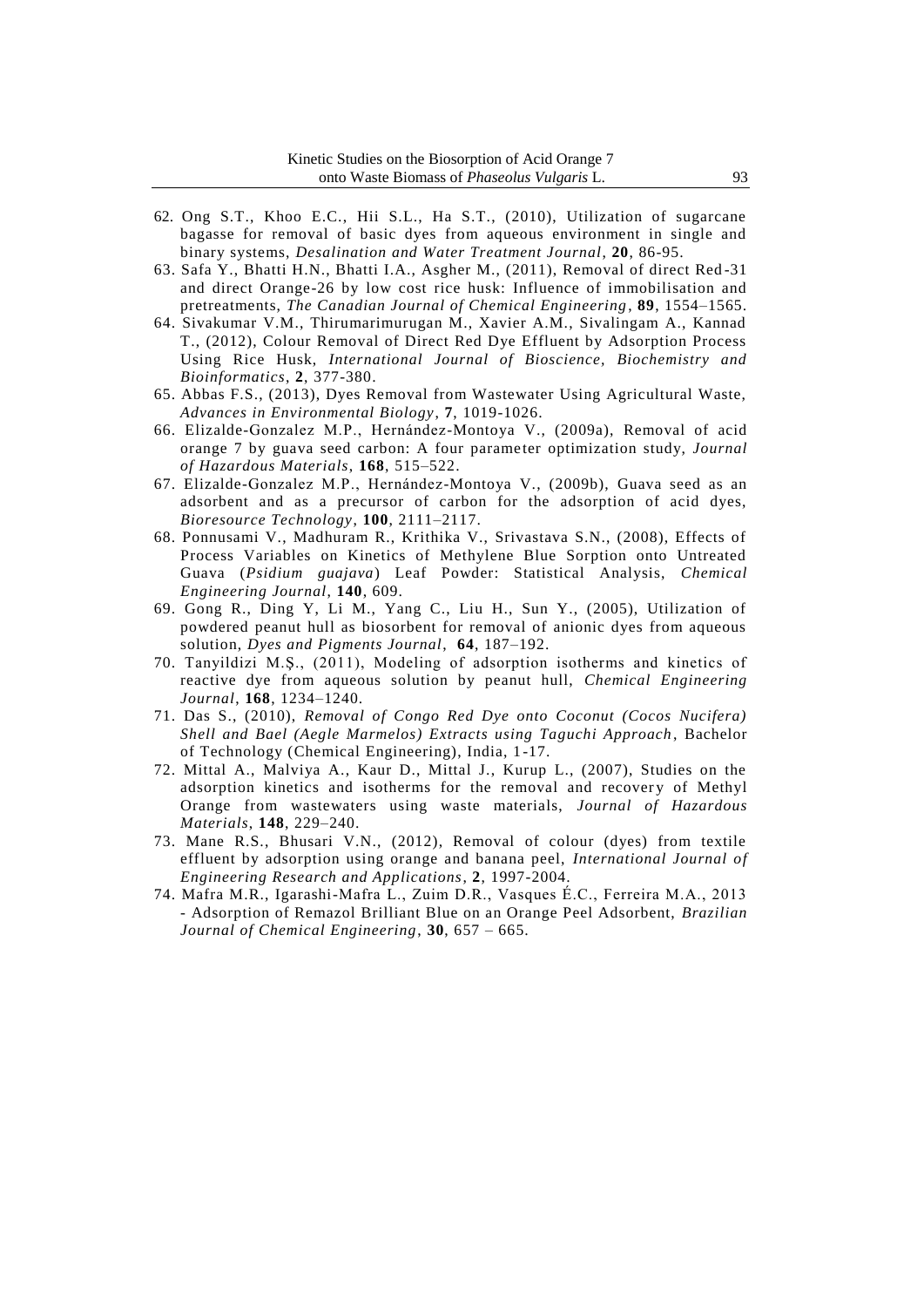62. Ong S.T., Khoo E.C., Hii S.L., Ha S.T., (2010), Utilization of sugarcane bagasse for removal of basic dyes from aqueous environment in single and binary systems, *Desalination and Water Treatment Journal*, **20**, 86-95.
63. Safa Y., Bhatti H.N., Bhatti I.A., Asgher M., (2011), Removal of direct Red-31 and direct Orange-26 by low cost rice husk: Influence of immobilisation and pretreatments, *The Canadian Journal of Chemical Engineering*, **89**, 1554–1565.
64. Sivakumar V.M., Thirumarimurugan M., Xavier A.M., Sivalingam A., Kannad T., (2012), Colour Removal of Direct Red Dye Effluent by Adsorption Process Using Rice Husk, *International Journal of Bioscience, Biochemistry and Bioinformatics*, **2**, 377-380.
65. Abbas F.S., (2013), Dyes Removal from Wastewater Using Agricultural Waste, *Advances in Environmental Biology*, **7**, 1019-1026.
66. Elizalde-Gonzalez M.P., Hernández-Montoya V., (2009a), Removal of acid orange 7 by guava seed carbon: A four parameter optimization study, *Journal of Hazardous Materials*, **168**, 515–522.
67. Elizalde-Gonzalez M.P., Hernández-Montoya V., (2009b), Guava seed as an adsorbent and as a precursor of carbon for the adsorption of acid dyes, *Bioresource Technology*, **100**, 2111–2117.
68. Ponnusami V., Madhuram R., Krithika V., Srivastava S.N., (2008), Effects of Process Variables on Kinetics of Methylene Blue Sorption onto Untreated Guava (*Psidium guajava*) Leaf Powder: Statistical Analysis, *Chemical Engineering Journal*, **140**, 609.
69. Gong R., Ding Y, Li M., Yang C., Liu H., Sun Y., (2005), Utilization of powdered peanut hull as biosorbent for removal of anionic dyes from aqueous solution, *Dyes and Pigments Journal*, **64**, 187–192.
70. Tanyildizi M.Ş., (2011), Modeling of adsorption isotherms and kinetics of reactive dye from aqueous solution by peanut hull, *Chemical Engineering Journal*, **168**, 1234–1240.
71. Das S., (2010), *Removal of Congo Red Dye onto Coconut (Cocos Nucifera) Shell and Bael (Aegle Marmelos) Extracts using Taguchi Approach*, Bachelor of Technology (Chemical Engineering), India, 1-17.
72. Mittal A., Malviya A., Kaur D., Mittal J., Kurup L., (2007), Studies on the adsorption kinetics and isotherms for the removal and recovery of Methyl Orange from wastewaters using waste materials, *Journal of Hazardous Materials*, **148**, 229–240.
73. Mane R.S., Bhusari V.N., (2012), Removal of colour (dyes) from textile effluent by adsorption using orange and banana peel, *International Journal of Engineering Research and Applications*, **2**, 1997-2004.
74. Mafra M.R., Igarashi-Mafra L., Zuim D.R., Vasques É.C., Ferreira M.A., 2013 - Adsorption of Remazol Brilliant Blue on an Orange Peel Adsorbent, *Brazilian Journal of Chemical Engineering*, **30**, 657 – 665.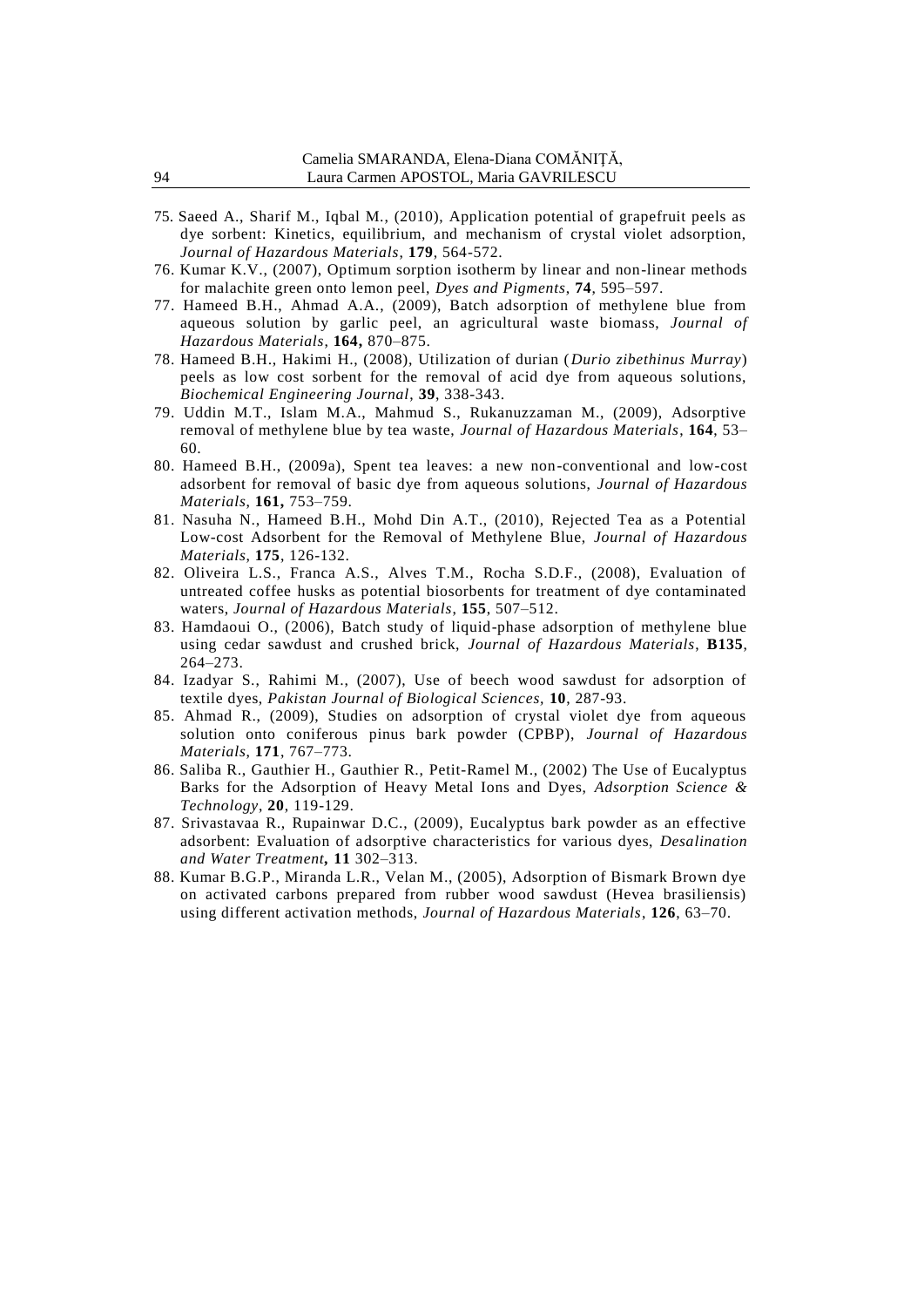75. Saeed A., Sharif M., Iqbal M., (2010), Application potential of grapefruit peels as dye sorbent: Kinetics, equilibrium, and mechanism of crystal violet adsorption, *Journal of Hazardous Materials*, **179**, 564-572.
76. Kumar K.V., (2007), Optimum sorption isotherm by linear and non-linear methods for malachite green onto lemon peel, *Dyes and Pigments*, **74**, 595–597.
77. Hameed B.H., Ahmad A.A., (2009), Batch adsorption of methylene blue from aqueous solution by garlic peel, an agricultural waste biomass, *Journal of Hazardous Materials*, **164,** 870–875.
78. Hameed B.H., Hakimi H., (2008), Utilization of durian (*Durio zibethinus Murray*) peels as low cost sorbent for the removal of acid dye from aqueous solutions, *Biochemical Engineering Journal*, **39**, 338-343.
79. Uddin M.T., Islam M.A., Mahmud S., Rukanuzzaman M., (2009), Adsorptive removal of methylene blue by tea waste, *Journal of Hazardous Materials*, **164**, 53–60.
80. Hameed B.H., (2009a), Spent tea leaves: a new non-conventional and low-cost adsorbent for removal of basic dye from aqueous solutions, *Journal of Hazardous Materials*, **161,** 753–759.
81. Nasuha N., Hameed B.H., Mohd Din A.T., (2010), Rejected Tea as a Potential Low-cost Adsorbent for the Removal of Methylene Blue, *Journal of Hazardous Materials*, **175**, 126-132.
82. Oliveira L.S., Franca A.S., Alves T.M., Rocha S.D.F., (2008), Evaluation of untreated coffee husks as potential biosorbents for treatment of dye contaminated waters, *Journal of Hazardous Materials*, **155**, 507–512.
83. Hamdaoui O., (2006), Batch study of liquid-phase adsorption of methylene blue using cedar sawdust and crushed brick, *Journal of Hazardous Materials*, **B135**, 264–273.
84. Izadyar S., Rahimi M., (2007), Use of beech wood sawdust for adsorption of textile dyes, *Pakistan Journal of Biological Sciences*, **10**, 287-93.
85. Ahmad R., (2009), Studies on adsorption of crystal violet dye from aqueous solution onto coniferous pinus bark powder (CPBP), *Journal of Hazardous Materials*, **171**, 767–773.
86. Saliba R., Gauthier H., Gauthier R., Petit-Ramel M., (2002) The Use of Eucalyptus Barks for the Adsorption of Heavy Metal Ions and Dyes, *Adsorption Science & Technology*, **20**, 119-129.
87. Srivastavaa R., Rupainwar D.C., (2009), Eucalyptus bark powder as an effective adsorbent: Evaluation of adsorptive characteristics for various dyes, *Desalination and Water Treatment***,** **11** 302–313.
88. Kumar B.G.P., Miranda L.R., Velan M., (2005), Adsorption of Bismark Brown dye on activated carbons prepared from rubber wood sawdust (Hevea brasiliensis) using different activation methods, *Journal of Hazardous Materials*, **126**, 63–70.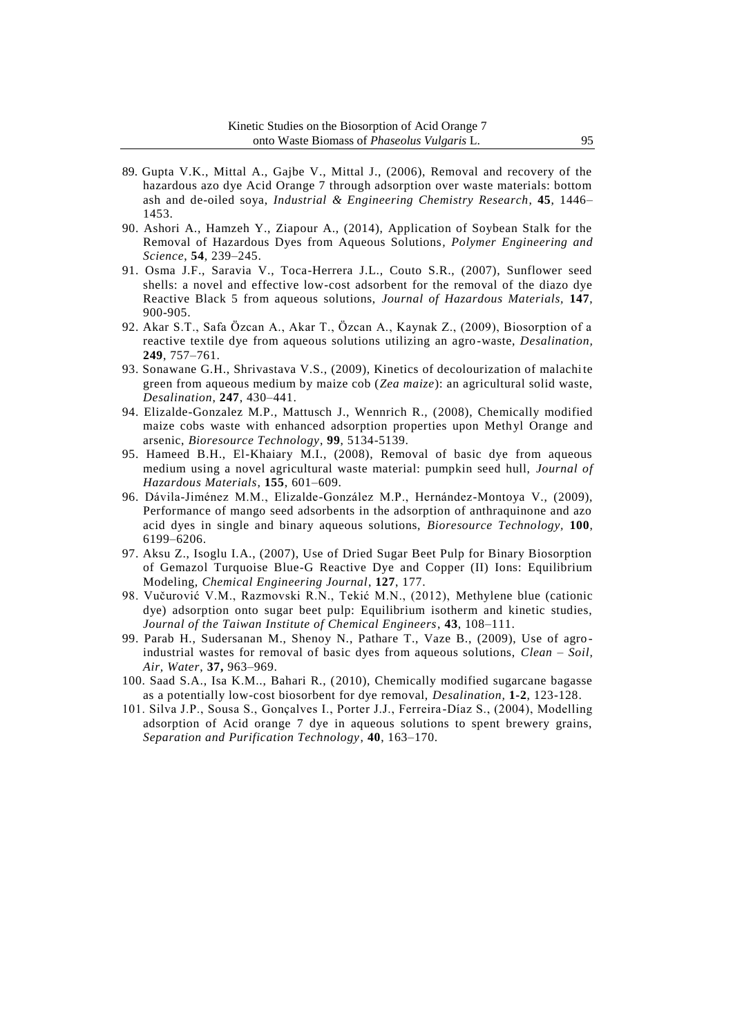89. Gupta V.K., Mittal A., Gajbe V., Mittal J., (2006), Removal and recovery of the hazardous azo dye Acid Orange 7 through adsorption over waste materials: bottom ash and de-oiled soya, *Industrial & Engineering Chemistry Research*, **45**, 1446–1453.
90. Ashori A., Hamzeh Y., Ziapour A., (2014), Application of Soybean Stalk for the Removal of Hazardous Dyes from Aqueous Solutions, *Polymer Engineering and Science*, **54**, 239–245.
91. Osma J.F., Saravia V., Toca-Herrera J.L., Couto S.R., (2007), Sunflower seed shells: a novel and effective low-cost adsorbent for the removal of the diazo dye Reactive Black 5 from aqueous solutions, *Journal of Hazardous Materials*, **147**, 900-905.
92. Akar S.T., Safa Özcan A., Akar T., Özcan A., Kaynak Z., (2009), Biosorption of a reactive textile dye from aqueous solutions utilizing an agro-waste, *Desalination*, **249**, 757–761.
93. Sonawane G.H., Shrivastava V.S., (2009), Kinetics of decolourization of malachite green from aqueous medium by maize cob (*Zea maize*): an agricultural solid waste, *Desalination*, **247**, 430–441.
94. Elizalde-Gonzalez M.P., Mattusch J., Wennrich R., (2008), Chemically modified maize cobs waste with enhanced adsorption properties upon Methyl Orange and arsenic, *Bioresource Technology*, **99**, 5134-5139.
95. Hameed B.H., El-Khaiary M.I., (2008), Removal of basic dye from aqueous medium using a novel agricultural waste material: pumpkin seed hull, *Journal of Hazardous Materials*, **155**, 601–609.
96. Dávila-Jiménez M.M., Elizalde-González M.P., Hernández-Montoya V., (2009), Performance of mango seed adsorbents in the adsorption of anthraquinone and azo acid dyes in single and binary aqueous solutions, *Bioresource Technology*, **100**, 6199–6206.
97. Aksu Z., Isoglu I.A., (2007), Use of Dried Sugar Beet Pulp for Binary Biosorption of Gemazol Turquoise Blue-G Reactive Dye and Copper (II) Ions: Equilibrium Modeling, *Chemical Engineering Journal*, **127**, 177.
98. Vučurović V.M., Razmovski R.N., Tekić M.N., (2012), Methylene blue (cationic dye) adsorption onto sugar beet pulp: Equilibrium isotherm and kinetic studies, *Journal of the Taiwan Institute of Chemical Engineers*, **43**, 108–111.
99. Parab H., Sudersanan M., Shenoy N., Pathare T., Vaze B., (2009), Use of agro-industrial wastes for removal of basic dyes from aqueous solutions, *Clean – Soil, Air, Water*, **37,** 963–969.
100. Saad S.A., Isa K.M.., Bahari R., (2010), Chemically modified sugarcane bagasse as a potentially low-cost biosorbent for dye removal, *Desalination*, **1-2**, 123-128.
101. Silva J.P., Sousa S., Gonçalves I., Porter J.J., Ferreira-Díaz S., (2004), Modelling adsorption of Acid orange 7 dye in aqueous solutions to spent brewery grains, *Separation and Purification Technology*, **40**, 163–170.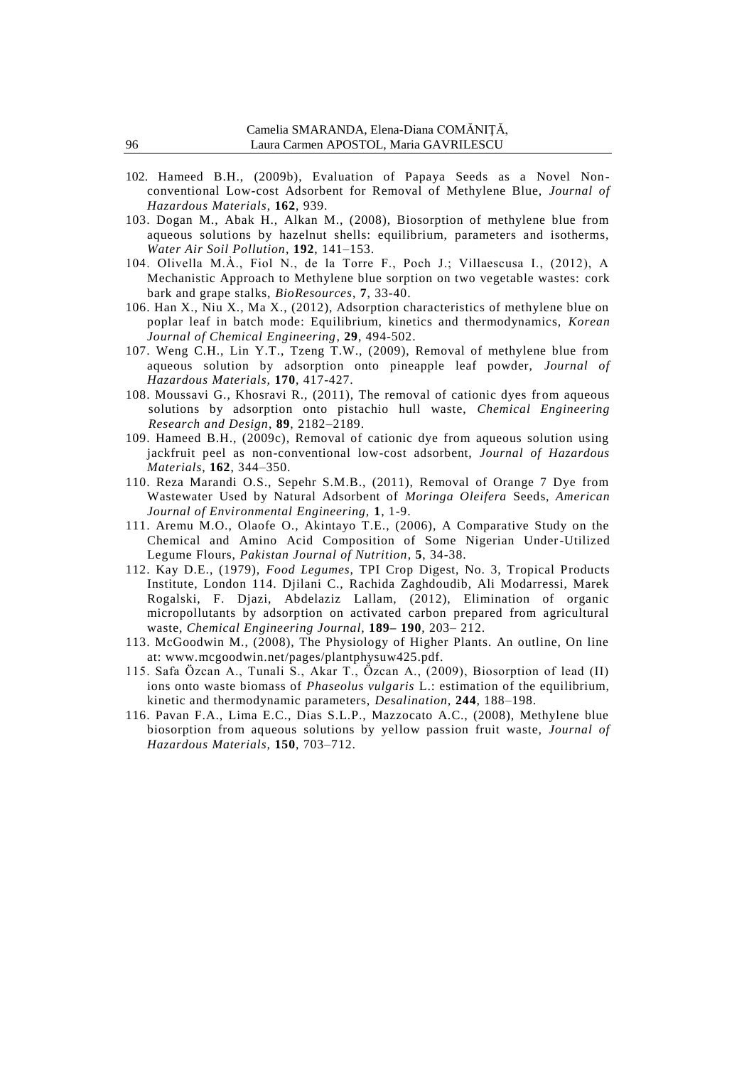102. Hameed B.H., (2009b), Evaluation of Papaya Seeds as a Novel Non-conventional Low-cost Adsorbent for Removal of Methylene Blue, *Journal of Hazardous Materials*, **162**, 939.

103. Dogan M., Abak H., Alkan M., (2008), Biosorption of methylene blue from aqueous solutions by hazelnut shells: equilibrium, parameters and isotherms, *Water Air Soil Pollution*, **192**, 141–153.

104. Olivella M.À., Fiol N., de la Torre F., Poch J.; Villaescusa I., (2012), A Mechanistic Approach to Methylene blue sorption on two vegetable wastes: cork bark and grape stalks, *BioResources*, **7**, 33-40.

106. Han X., Niu X., Ma X., (2012), Adsorption characteristics of methylene blue on poplar leaf in batch mode: Equilibrium, kinetics and thermodynamics, *Korean Journal of Chemical Engineering*, **29**, 494-502.

107. Weng C.H., Lin Y.T., Tzeng T.W., (2009), Removal of methylene blue from aqueous solution by adsorption onto pineapple leaf powder, *Journal of Hazardous Materials*, **170**, 417-427.

108. Moussavi G., Khosravi R., (2011), The removal of cationic dyes from aqueous solutions by adsorption onto pistachio hull waste, *Chemical Engineering Research and Design*, **89**, 2182–2189.

109. Hameed B.H., (2009c), Removal of cationic dye from aqueous solution using jackfruit peel as non-conventional low-cost adsorbent, *Journal of Hazardous Materials*, **162**, 344–350.

110. Reza Marandi O.S., Sepehr S.M.B., (2011), Removal of Orange 7 Dye from Wastewater Used by Natural Adsorbent of *Moringa Oleifera* Seeds, *American Journal of Environmental Engineering*, **1**, 1-9.

111. Aremu M.O., Olaofe O., Akintayo T.E., (2006), A Comparative Study on the Chemical and Amino Acid Composition of Some Nigerian Under-Utilized Legume Flours, *Pakistan Journal of Nutrition*, **5**, 34-38.

112. Kay D.E., (1979), *Food Legumes*, TPI Crop Digest, No. 3, Tropical Products Institute, London 114. Djilani C., Rachida Zaghdoudib, Ali Modarressi, Marek Rogalski, F. Djazi, Abdelaziz Lallam, (2012), Elimination of organic micropollutants by adsorption on activated carbon prepared from agricultural waste, *Chemical Engineering Journal*, **189– 190**, 203– 212.

113. McGoodwin M., (2008), The Physiology of Higher Plants. An outline, On line at: www.mcgoodwin.net/pages/plantphysuw425.pdf.

115. Safa Özcan A., Tunali S., Akar T., Özcan A., (2009), Biosorption of lead (II) ions onto waste biomass of *Phaseolus vulgaris* L.: estimation of the equilibrium, kinetic and thermodynamic parameters, *Desalination*, **244**, 188–198.

116. Pavan F.A., Lima E.C., Dias S.L.P., Mazzocato A.C., (2008), Methylene blue biosorption from aqueous solutions by yellow passion fruit waste, *Journal of Hazardous Materials*, **150**, 703–712.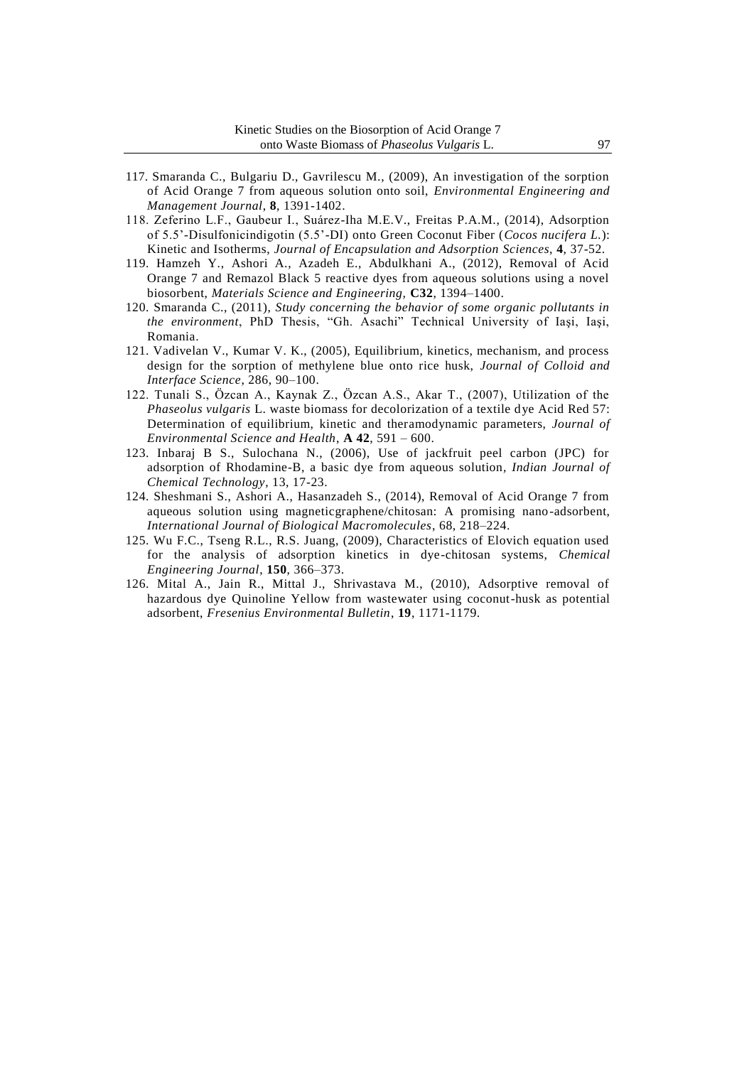117. Smaranda C., Bulgariu D., Gavrilescu M., (2009), An investigation of the sorption of Acid Orange 7 from aqueous solution onto soil, *Environmental Engineering and Management Journal*, **8**, 1391-1402.
118. Zeferino L.F., Gaubeur I., Suárez-Iha M.E.V., Freitas P.A.M., (2014), Adsorption of 5.5'-Disulfonicindigotin (5.5'-DI) onto Green Coconut Fiber (*Cocos nucifera L.*): Kinetic and Isotherms, *Journal of Encapsulation and Adsorption Sciences*, **4**, 37-52.
119. Hamzeh Y., Ashori A., Azadeh E., Abdulkhani A., (2012), Removal of Acid Orange 7 and Remazol Black 5 reactive dyes from aqueous solutions using a novel biosorbent, *Materials Science and Engineering*, **C32**, 1394–1400.
120. Smaranda C., (2011), *Study concerning the behavior of some organic pollutants in the environment*, PhD Thesis, "Gh. Asachi" Technical University of Iaşi, Iaşi, Romania.
121. Vadivelan V., Kumar V. K., (2005), Equilibrium, kinetics, mechanism, and process design for the sorption of methylene blue onto rice husk, *Journal of Colloid and Interface Science*, 286, 90–100.
122. Tunali S., Özcan A., Kaynak Z., Özcan A.S., Akar T., (2007), Utilization of the *Phaseolus vulgaris* L. waste biomass for decolorization of a textile dye Acid Red 57: Determination of equilibrium, kinetic and theramodynamic parameters, *Journal of Environmental Science and Health*, **A 42**, 591 – 600.
123. Inbaraj B S., Sulochana N., (2006), Use of jackfruit peel carbon (JPC) for adsorption of Rhodamine-B, a basic dye from aqueous solution, *Indian Journal of Chemical Technology*, 13, 17-23.
124. Sheshmani S., Ashori A., Hasanzadeh S., (2014), Removal of Acid Orange 7 from aqueous solution using magneticgraphene/chitosan: A promising nano-adsorbent, *International Journal of Biological Macromolecules*, 68, 218–224.
125. Wu F.C., Tseng R.L., R.S. Juang, (2009), Characteristics of Elovich equation used for the analysis of adsorption kinetics in dye-chitosan systems, *Chemical Engineering Journal*, **150**, 366–373.
126. Mital A., Jain R., Mittal J., Shrivastava M., (2010), Adsorptive removal of hazardous dye Quinoline Yellow from wastewater using coconut-husk as potential adsorbent, *Fresenius Environmental Bulletin*, **19**, 1171-1179.